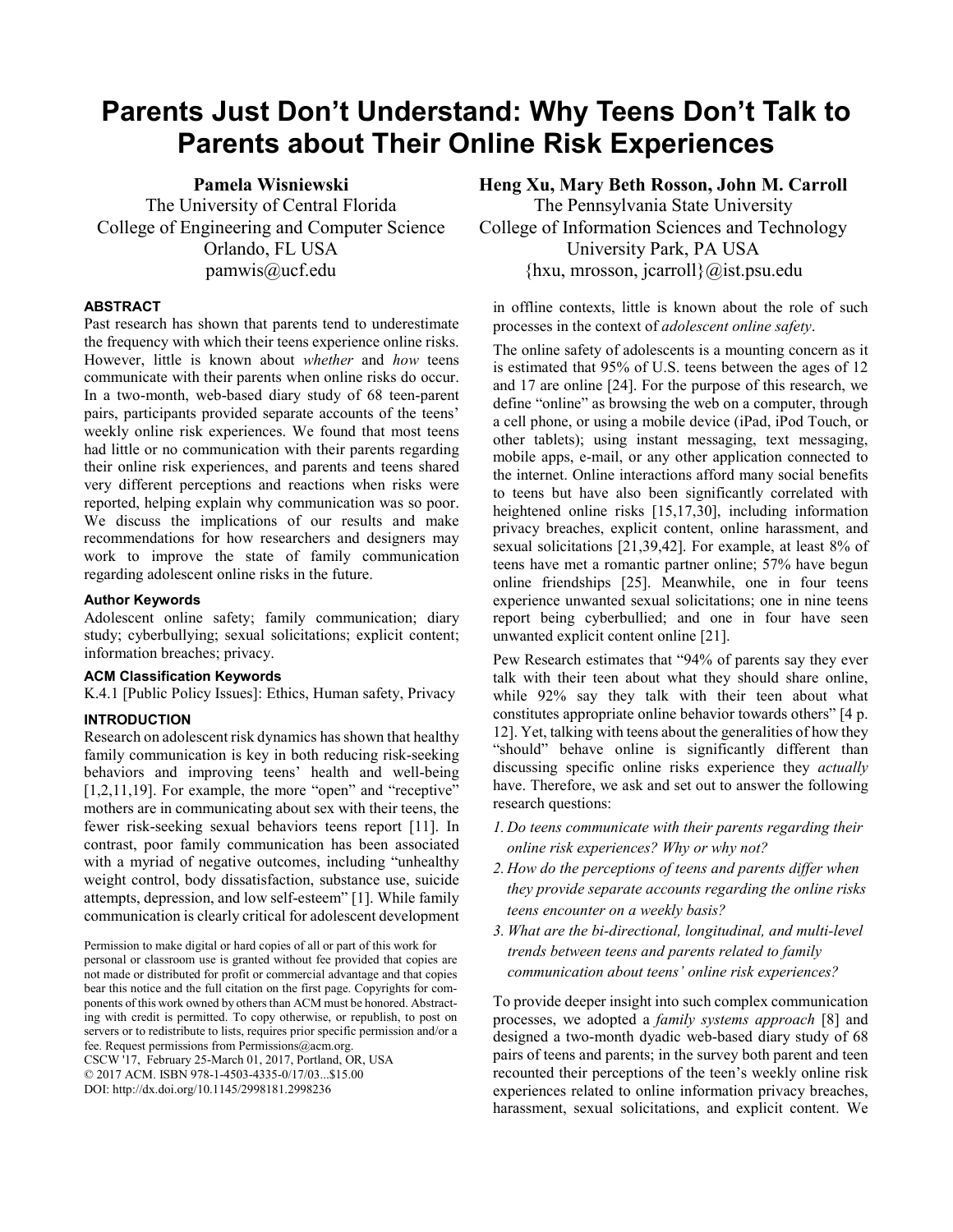# Parents Just Don't Understand: Why Teens Don't Talk to Parents about Their Online Risk Experiences

**Pamela Wisniewski**
The University of Central Florida
College of Engineering and Computer Science
Orlando, FL USA
pamwis@ucf.edu

**Heng Xu, Mary Beth Rosson, John M. Carroll**
The Pennsylvania State University
College of Information Sciences and Technology
University Park, PA USA
{hxu, mrosson, jcarroll}@ist.psu.edu

## ABSTRACT

Past research has shown that parents tend to underestimate the frequency with which their teens experience online risks. However, little is known about *whether* and *how* teens communicate with their parents when online risks do occur. In a two-month, web-based diary study of 68 teen-parent pairs, participants provided separate accounts of the teens' weekly online risk experiences. We found that most teens had little or no communication with their parents regarding their online risk experiences, and parents and teens shared very different perceptions and reactions when risks were reported, helping explain why communication was so poor. We discuss the implications of our results and make recommendations for how researchers and designers may work to improve the state of family communication regarding adolescent online risks in the future.

### Author Keywords

Adolescent online safety; family communication; diary study; cyberbullying; sexual solicitations; explicit content; information breaches; privacy.

### ACM Classification Keywords

K.4.1 [Public Policy Issues]: Ethics, Human safety, Privacy

## INTRODUCTION

Research on adolescent risk dynamics has shown that healthy family communication is key in both reducing risk-seeking behaviors and improving teens' health and well-being [1,2,11,19]. For example, the more "open" and "receptive" mothers are in communicating about sex with their teens, the fewer risk-seeking sexual behaviors teens report [11]. In contrast, poor family communication has been associated with a myriad of negative outcomes, including "unhealthy weight control, body dissatisfaction, substance use, suicide attempts, depression, and low self-esteem" [1]. While family communication is clearly critical for adolescent development in offline contexts, little is known about the role of such processes in the context of *adolescent online safety*.

The online safety of adolescents is a mounting concern as it is estimated that 95% of U.S. teens between the ages of 12 and 17 are online [24]. For the purpose of this research, we define "online" as browsing the web on a computer, through a cell phone, or using a mobile device (iPad, iPod Touch, or other tablets); using instant messaging, text messaging, mobile apps, e-mail, or any other application connected to the internet. Online interactions afford many social benefits to teens but have also been significantly correlated with heightened online risks [15,17,30], including information privacy breaches, explicit content, online harassment, and sexual solicitations [21,39,42]. For example, at least 8% of teens have met a romantic partner online; 57% have begun online friendships [25]. Meanwhile, one in four teens experience unwanted sexual solicitations; one in nine teens report being cyberbullied; and one in four have seen unwanted explicit content online [21].

Pew Research estimates that "94% of parents say they ever talk with their teen about what they should share online, while 92% say they talk with their teen about what constitutes appropriate online behavior towards others" [4 p. 12]. Yet, talking with teens about the generalities of how they "should" behave online is significantly different than discussing specific online risks experience they *actually* have. Therefore, we ask and set out to answer the following research questions:

1. *Do teens communicate with their parents regarding their online risk experiences? Why or why not?*
2. *How do the perceptions of teens and parents differ when they provide separate accounts regarding the online risks teens encounter on a weekly basis?*
3. *What are the bi-directional, longitudinal, and multi-level trends between teens and parents related to family communication about teens' online risk experiences?*

To provide deeper insight into such complex communication processes, we adopted a *family systems approach* [8] and designed a two-month dyadic web-based diary study of 68 pairs of teens and parents; in the survey both parent and teen recounted their perceptions of the teen's weekly online risk experiences related to online information privacy breaches, harassment, sexual solicitations, and explicit content. We

Permission to make digital or hard copies of all or part of this work for personal or classroom use is granted without fee provided that copies are not made or distributed for profit or commercial advantage and that copies bear this notice and the full citation on the first page. Copyrights for components of this work owned by others than ACM must be honored. Abstracting with credit is permitted. To copy otherwise, or republish, to post on servers or to redistribute to lists, requires prior specific permission and/or a fee. Request permissions from Permissions@acm.org.
CSCW '17, February 25-March 01, 2017, Portland, OR, USA
© 2017 ACM. ISBN 978-1-4503-4335-0/17/03...$15.00
DOI: http://dx.doi.org/10.1145/2998181.2998236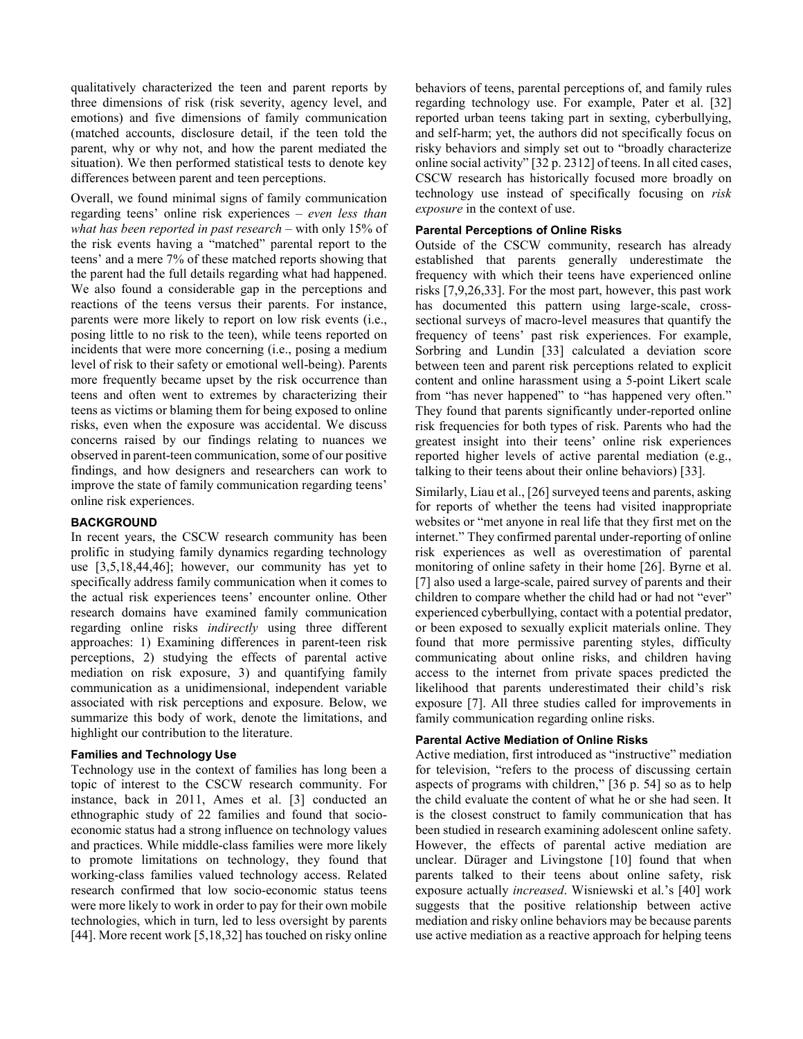qualitatively characterized the teen and parent reports by three dimensions of risk (risk severity, agency level, and emotions) and five dimensions of family communication (matched accounts, disclosure detail, if the teen told the parent, why or why not, and how the parent mediated the situation). We then performed statistical tests to denote key differences between parent and teen perceptions.

Overall, we found minimal signs of family communication regarding teens' online risk experiences – *even less than what has been reported in past research* – with only 15% of the risk events having a "matched" parental report to the teens' and a mere 7% of these matched reports showing that the parent had the full details regarding what had happened. We also found a considerable gap in the perceptions and reactions of the teens versus their parents. For instance, parents were more likely to report on low risk events (i.e., posing little to no risk to the teen), while teens reported on incidents that were more concerning (i.e., posing a medium level of risk to their safety or emotional well-being). Parents more frequently became upset by the risk occurrence than teens and often went to extremes by characterizing their teens as victims or blaming them for being exposed to online risks, even when the exposure was accidental. We discuss concerns raised by our findings relating to nuances we observed in parent-teen communication, some of our positive findings, and how designers and researchers can work to improve the state of family communication regarding teens' online risk experiences.

## BACKGROUND

In recent years, the CSCW research community has been prolific in studying family dynamics regarding technology use [3,5,18,44,46]; however, our community has yet to specifically address family communication when it comes to the actual risk experiences teens' encounter online. Other research domains have examined family communication regarding online risks *indirectly* using three different approaches: 1) Examining differences in parent-teen risk perceptions, 2) studying the effects of parental active mediation on risk exposure, 3) and quantifying family communication as a unidimensional, independent variable associated with risk perceptions and exposure. Below, we summarize this body of work, denote the limitations, and highlight our contribution to the literature.

### Families and Technology Use

Technology use in the context of families has long been a topic of interest to the CSCW research community. For instance, back in 2011, Ames et al. [3] conducted an ethnographic study of 22 families and found that socio-economic status had a strong influence on technology values and practices. While middle-class families were more likely to promote limitations on technology, they found that working-class families valued technology access. Related research confirmed that low socio-economic status teens were more likely to work in order to pay for their own mobile technologies, which in turn, led to less oversight by parents [44]. More recent work [5,18,32] has touched on risky online behaviors of teens, parental perceptions of, and family rules regarding technology use. For example, Pater et al. [32] reported urban teens taking part in sexting, cyberbullying, and self-harm; yet, the authors did not specifically focus on risky behaviors and simply set out to "broadly characterize online social activity" [32 p. 2312] of teens. In all cited cases, CSCW research has historically focused more broadly on technology use instead of specifically focusing on *risk exposure* in the context of use.

### Parental Perceptions of Online Risks

Outside of the CSCW community, research has already established that parents generally underestimate the frequency with which their teens have experienced online risks [7,9,26,33]. For the most part, however, this past work has documented this pattern using large-scale, cross-sectional surveys of macro-level measures that quantify the frequency of teens' past risk experiences. For example, Sorbring and Lundin [33] calculated a deviation score between teen and parent risk perceptions related to explicit content and online harassment using a 5-point Likert scale from "has never happened" to "has happened very often." They found that parents significantly under-reported online risk frequencies for both types of risk. Parents who had the greatest insight into their teens' online risk experiences reported higher levels of active parental mediation (e.g., talking to their teens about their online behaviors) [33].

Similarly, Liau et al., [26] surveyed teens and parents, asking for reports of whether the teens had visited inappropriate websites or "met anyone in real life that they first met on the internet." They confirmed parental under-reporting of online risk experiences as well as overestimation of parental monitoring of online safety in their home [26]. Byrne et al. [7] also used a large-scale, paired survey of parents and their children to compare whether the child had or had not "ever" experienced cyberbullying, contact with a potential predator, or been exposed to sexually explicit materials online. They found that more permissive parenting styles, difficulty communicating about online risks, and children having access to the internet from private spaces predicted the likelihood that parents underestimated their child's risk exposure [7]. All three studies called for improvements in family communication regarding online risks.

### Parental Active Mediation of Online Risks

Active mediation, first introduced as "instructive" mediation for television, "refers to the process of discussing certain aspects of programs with children," [36 p. 54] so as to help the child evaluate the content of what he or she had seen. It is the closest construct to family communication that has been studied in research examining adolescent online safety. However, the effects of parental active mediation are unclear. Dürager and Livingstone [10] found that when parents talked to their teens about online safety, risk exposure actually *increased*. Wisniewski et al.'s [40] work suggests that the positive relationship between active mediation and risky online behaviors may be because parents use active mediation as a reactive approach for helping teens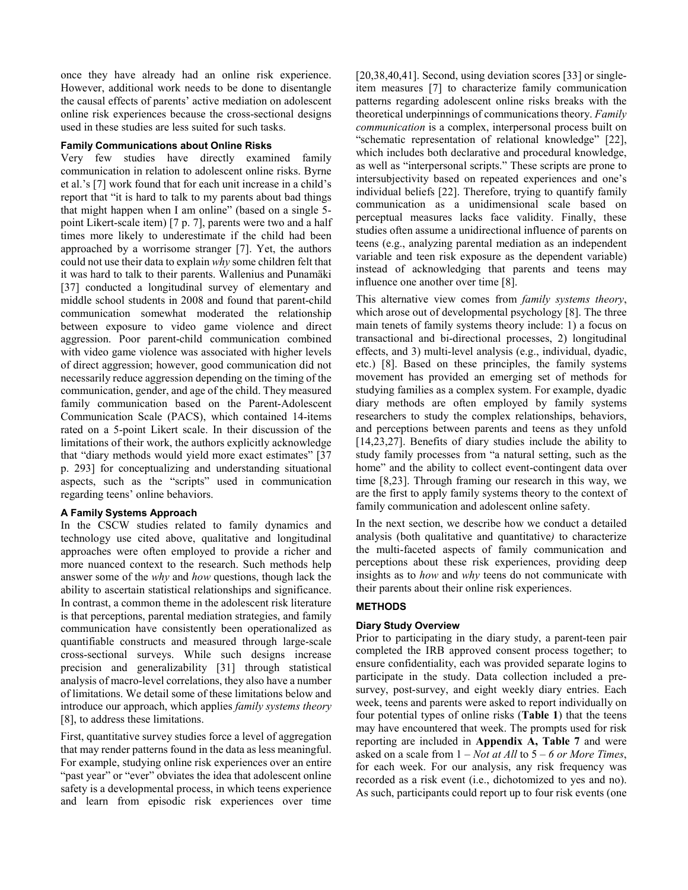once they have already had an online risk experience. However, additional work needs to be done to disentangle the causal effects of parents' active mediation on adolescent online risk experiences because the cross-sectional designs used in these studies are less suited for such tasks.

### Family Communications about Online Risks

Very few studies have directly examined family communication in relation to adolescent online risks. Byrne et al.'s [7] work found that for each unit increase in a child's report that "it is hard to talk to my parents about bad things that might happen when I am online" (based on a single 5-point Likert-scale item) [7 p. 7], parents were two and a half times more likely to underestimate if the child had been approached by a worrisome stranger [7]. Yet, the authors could not use their data to explain *why* some children felt that it was hard to talk to their parents. Wallenius and Punamäki [37] conducted a longitudinal survey of elementary and middle school students in 2008 and found that parent-child communication somewhat moderated the relationship between exposure to video game violence and direct aggression. Poor parent-child communication combined with video game violence was associated with higher levels of direct aggression; however, good communication did not necessarily reduce aggression depending on the timing of the communication, gender, and age of the child. They measured family communication based on the Parent-Adolescent Communication Scale (PACS), which contained 14-items rated on a 5-point Likert scale. In their discussion of the limitations of their work, the authors explicitly acknowledge that "diary methods would yield more exact estimates" [37 p. 293] for conceptualizing and understanding situational aspects, such as the "scripts" used in communication regarding teens' online behaviors.

### A Family Systems Approach

In the CSCW studies related to family dynamics and technology use cited above, qualitative and longitudinal approaches were often employed to provide a richer and more nuanced context to the research. Such methods help answer some of the *why* and *how* questions, though lack the ability to ascertain statistical relationships and significance. In contrast, a common theme in the adolescent risk literature is that perceptions, parental mediation strategies, and family communication have consistently been operationalized as quantifiable constructs and measured through large-scale cross-sectional surveys. While such designs increase precision and generalizability [31] through statistical analysis of macro-level correlations, they also have a number of limitations. We detail some of these limitations below and introduce our approach, which applies *family systems theory* [8], to address these limitations.

First, quantitative survey studies force a level of aggregation that may render patterns found in the data as less meaningful. For example, studying online risk experiences over an entire "past year" or "ever" obviates the idea that adolescent online safety is a developmental process, in which teens experience and learn from episodic risk experiences over time [20,38,40,41]. Second, using deviation scores [33] or single-item measures [7] to characterize family communication patterns regarding adolescent online risks breaks with the theoretical underpinnings of communications theory. *Family communication* is a complex, interpersonal process built on "schematic representation of relational knowledge" [22], which includes both declarative and procedural knowledge, as well as "interpersonal scripts." These scripts are prone to intersubjectivity based on repeated experiences and one's individual beliefs [22]. Therefore, trying to quantify family communication as a unidimensional scale based on perceptual measures lacks face validity. Finally, these studies often assume a unidirectional influence of parents on teens (e.g., analyzing parental mediation as an independent variable and teen risk exposure as the dependent variable) instead of acknowledging that parents and teens may influence one another over time [8].

This alternative view comes from *family systems theory*, which arose out of developmental psychology [8]. The three main tenets of family systems theory include: 1) a focus on transactional and bi-directional processes, 2) longitudinal effects, and 3) multi-level analysis (e.g., individual, dyadic, etc.) [8]. Based on these principles, the family systems movement has provided an emerging set of methods for studying families as a complex system. For example, dyadic diary methods are often employed by family systems researchers to study the complex relationships, behaviors, and perceptions between parents and teens as they unfold [14,23,27]. Benefits of diary studies include the ability to study family processes from "a natural setting, such as the home" and the ability to collect event-contingent data over time [8,23]. Through framing our research in this way, we are the first to apply family systems theory to the context of family communication and adolescent online safety.

In the next section, we describe how we conduct a detailed analysis (both qualitative and quantitative*)* to characterize the multi-faceted aspects of family communication and perceptions about these risk experiences, providing deep insights as to *how* and *why* teens do not communicate with their parents about their online risk experiences.

## METHODS

### Diary Study Overview

Prior to participating in the diary study, a parent-teen pair completed the IRB approved consent process together; to ensure confidentiality, each was provided separate logins to participate in the study. Data collection included a pre-survey, post-survey, and eight weekly diary entries. Each week, teens and parents were asked to report individually on four potential types of online risks (**Table 1**) that the teens may have encountered that week. The prompts used for risk reporting are included in **Appendix A, Table 7** and were asked on a scale from 1 – *Not at All* to 5 – *6 or More Times*, for each week. For our analysis, any risk frequency was recorded as a risk event (i.e., dichotomized to yes and no). As such, participants could report up to four risk events (one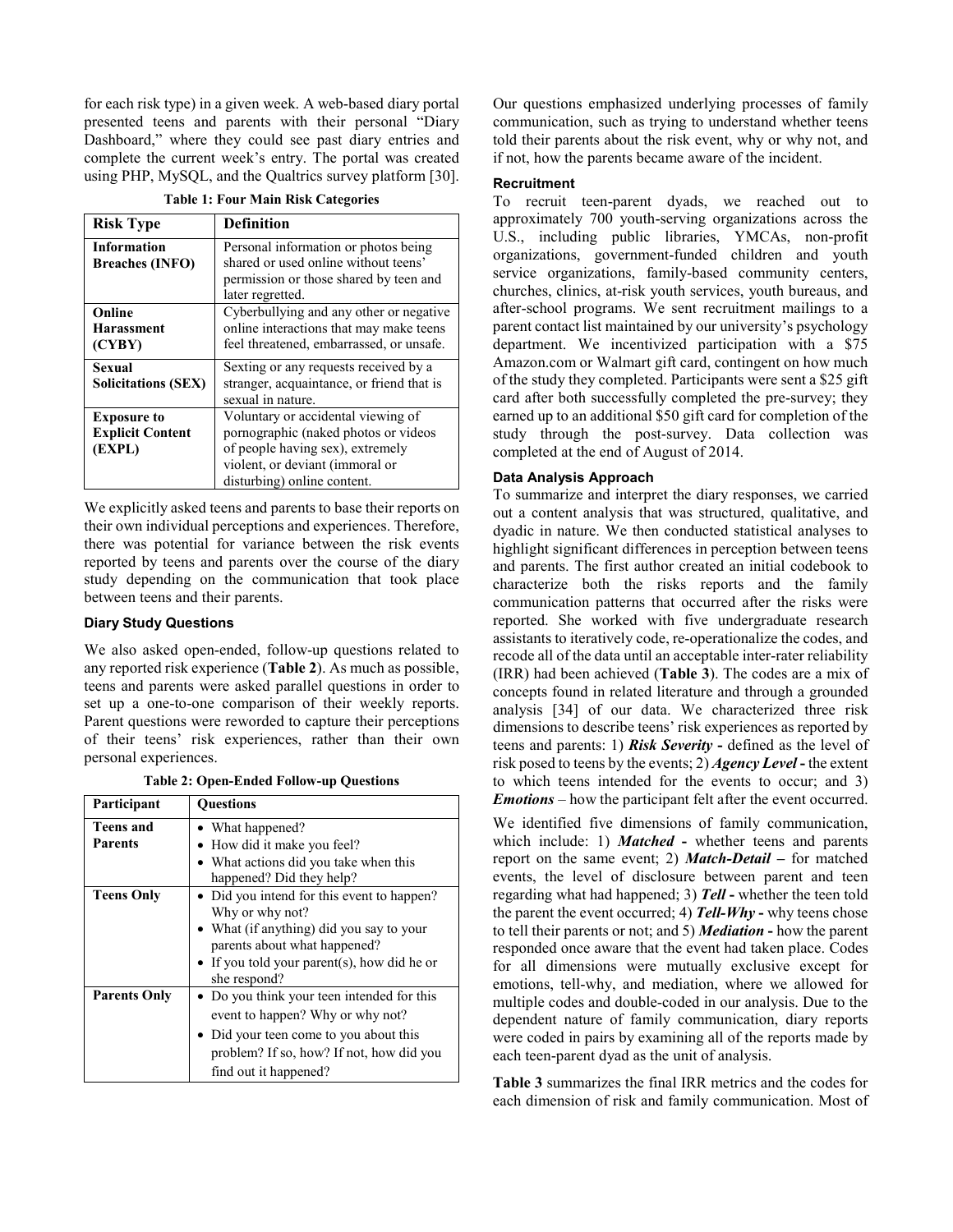for each risk type) in a given week. A web-based diary portal presented teens and parents with their personal "Diary Dashboard," where they could see past diary entries and complete the current week's entry. The portal was created using PHP, MySQL, and the Qualtrics survey platform [30].

**Table 1: Four Main Risk Categories**

| Risk Type | Definition |
| --- | --- |
| **Information Breaches (INFO)** | Personal information or photos being shared or used online without teens' permission or those shared by teen and later regretted. |
| **Online Harassment (CYBY)** | Cyberbullying and any other or negative online interactions that may make teens feel threatened, embarrassed, or unsafe. |
| **Sexual Solicitations (SEX)** | Sexting or any requests received by a stranger, acquaintance, or friend that is sexual in nature. |
| **Exposure to Explicit Content (EXPL)** | Voluntary or accidental viewing of pornographic (naked photos or videos of people having sex), extremely violent, or deviant (immoral or disturbing) online content. |

We explicitly asked teens and parents to base their reports on their own individual perceptions and experiences. Therefore, there was potential for variance between the risk events reported by teens and parents over the course of the diary study depending on the communication that took place between teens and their parents.

### Diary Study Questions

We also asked open-ended, follow-up questions related to any reported risk experience (**Table 2**). As much as possible, teens and parents were asked parallel questions in order to set up a one-to-one comparison of their weekly reports. Parent questions were reworded to capture their perceptions of their teens' risk experiences, rather than their own personal experiences.

**Table 2: Open-Ended Follow-up Questions**

| Participant | Questions |
| --- | --- |
| **Teens and Parents** | • What happened?<br>• How did it make you feel?<br>• What actions did you take when this happened? Did they help? |
| **Teens Only** | • Did you intend for this event to happen? Why or why not?<br>• What (if anything) did you say to your parents about what happened?<br>• If you told your parent(s), how did he or she respond? |
| **Parents Only** | • Do you think your teen intended for this event to happen? Why or why not?<br>• Did your teen come to you about this problem? If so, how? If not, how did you find out it happened? |

Our questions emphasized underlying processes of family communication, such as trying to understand whether teens told their parents about the risk event, why or why not, and if not, how the parents became aware of the incident.

### Recruitment

To recruit teen-parent dyads, we reached out to approximately 700 youth-serving organizations across the U.S., including public libraries, YMCAs, non-profit organizations, government-funded children and youth service organizations, family-based community centers, churches, clinics, at-risk youth services, youth bureaus, and after-school programs. We sent recruitment mailings to a parent contact list maintained by our university's psychology department. We incentivized participation with a $75 Amazon.com or Walmart gift card, contingent on how much of the study they completed. Participants were sent a $25 gift card after both successfully completed the pre-survey; they earned up to an additional $50 gift card for completion of the study through the post-survey. Data collection was completed at the end of August of 2014.

### Data Analysis Approach

To summarize and interpret the diary responses, we carried out a content analysis that was structured, qualitative, and dyadic in nature. We then conducted statistical analyses to highlight significant differences in perception between teens and parents. The first author created an initial codebook to characterize both the risks reports and the family communication patterns that occurred after the risks were reported. She worked with five undergraduate research assistants to iteratively code, re-operationalize the codes, and recode all of the data until an acceptable inter-rater reliability (IRR) had been achieved (**Table 3**). The codes are a mix of concepts found in related literature and through a grounded analysis [34] of our data. We characterized three risk dimensions to describe teens' risk experiences as reported by teens and parents: 1) ***Risk Severity*** **-** defined as the level of risk posed to teens by the events; 2) ***Agency Level*** **-** the extent to which teens intended for the events to occur; and 3) ***Emotions*** – how the participant felt after the event occurred.

We identified five dimensions of family communication, which include: 1) ***Matched*** **-** whether teens and parents report on the same event; 2) ***Match-Detail*** **–** for matched events, the level of disclosure between parent and teen regarding what had happened; 3) ***Tell*** **-** whether the teen told the parent the event occurred; 4) ***Tell-Why*** **-** why teens chose to tell their parents or not; and 5) ***Mediation*** **-** how the parent responded once aware that the event had taken place. Codes for all dimensions were mutually exclusive except for emotions, tell-why, and mediation, where we allowed for multiple codes and double-coded in our analysis. Due to the dependent nature of family communication, diary reports were coded in pairs by examining all of the reports made by each teen-parent dyad as the unit of analysis.

**Table 3** summarizes the final IRR metrics and the codes for each dimension of risk and family communication. Most of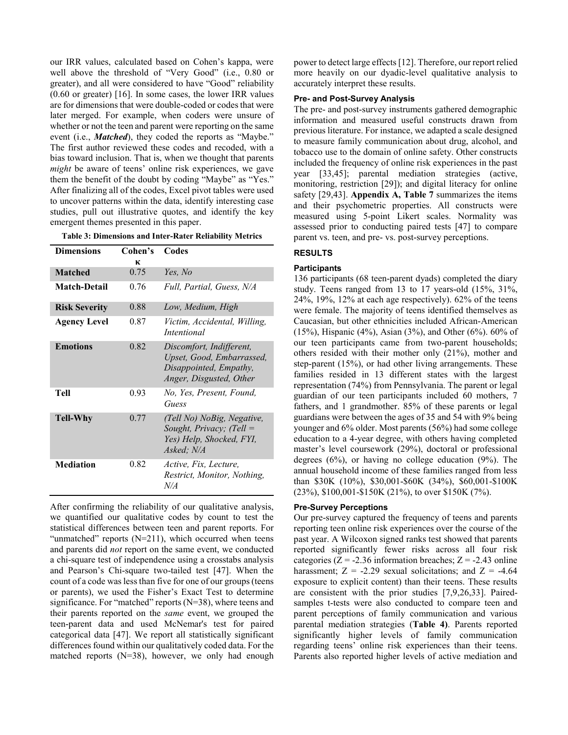our IRR values, calculated based on Cohen's kappa, were well above the threshold of "Very Good" (i.e., 0.80 or greater), and all were considered to have "Good" reliability (0.60 or greater) [16]. In some cases, the lower IRR values are for dimensions that were double-coded or codes that were later merged. For example, when coders were unsure of whether or not the teen and parent were reporting on the same event (i.e., ***Matched***), they coded the reports as "Maybe." The first author reviewed these codes and recoded, with a bias toward inclusion. That is, when we thought that parents *might* be aware of teens' online risk experiences, we gave them the benefit of the doubt by coding "Maybe" as "Yes." After finalizing all of the codes, Excel pivot tables were used to uncover patterns within the data, identify interesting case studies, pull out illustrative quotes, and identify the key emergent themes presented in this paper.

**Table 3: Dimensions and Inter-Rater Reliability Metrics**

| Dimensions | Cohen's κ | Codes |
|---|---|---|
| **Matched** | 0.75 | *Yes, No* |
| **Match-Detail** | 0.76 | *Full, Partial, Guess, N/A* |
| **Risk Severity** | 0.88 | *Low, Medium, High* |
| **Agency Level** | 0.87 | *Victim, Accidental, Willing, Intentional* |
| **Emotions** | 0.82 | *Discomfort, Indifferent, Upset, Good, Embarrassed, Disappointed, Empathy, Anger, Disgusted, Other* |
| **Tell** | 0.93 | *No, Yes, Present, Found, Guess* |
| **Tell-Why** | 0.77 | *(Tell No) NoBig, Negative, Sought, Privacy; (Tell = Yes) Help, Shocked, FYI, Asked; N/A* |
| **Mediation** | 0.82 | *Active, Fix, Lecture, Restrict, Monitor, Nothing, N/A* |

After confirming the reliability of our qualitative analysis, we quantified our qualitative codes by count to test the statistical differences between teen and parent reports. For "unmatched" reports (N=211), which occurred when teens and parents did *not* report on the same event, we conducted a chi-square test of independence using a crosstabs analysis and Pearson's Chi-square two-tailed test [47]. When the count of a code was less than five for one of our groups (teens or parents), we used the Fisher's Exact Test to determine significance. For "matched" reports (N=38), where teens and their parents reported on the *same* event, we grouped the teen-parent data and used McNemar's test for paired categorical data [47]. We report all statistically significant differences found within our qualitatively coded data. For the matched reports (N=38), however, we only had enough power to detect large effects [12]. Therefore, our report relied more heavily on our dyadic-level qualitative analysis to accurately interpret these results.

### Pre- and Post-Survey Analysis

The pre- and post-survey instruments gathered demographic information and measured useful constructs drawn from previous literature. For instance, we adapted a scale designed to measure family communication about drug, alcohol, and tobacco use to the domain of online safety. Other constructs included the frequency of online risk experiences in the past year [33,45]; parental mediation strategies (active, monitoring, restriction [29]); and digital literacy for online safety [29,43]. **Appendix A, Table 7** summarizes the items and their psychometric properties. All constructs were measured using 5-point Likert scales. Normality was assessed prior to conducting paired tests [47] to compare parent vs. teen, and pre- vs. post-survey perceptions.

## RESULTS

### Participants

136 participants (68 teen-parent dyads) completed the diary study. Teens ranged from 13 to 17 years-old (15%, 31%, 24%, 19%, 12% at each age respectively). 62% of the teens were female. The majority of teens identified themselves as Caucasian, but other ethnicities included African-American (15%), Hispanic (4%), Asian (3%), and Other (6%). 60% of our teen participants came from two-parent households; others resided with their mother only (21%), mother and step-parent (15%), or had other living arrangements. These families resided in 13 different states with the largest representation (74%) from Pennsylvania. The parent or legal guardian of our teen participants included 60 mothers, 7 fathers, and 1 grandmother. 85% of these parents or legal guardians were between the ages of 35 and 54 with 9% being younger and 6% older. Most parents (56%) had some college education to a 4-year degree, with others having completed master's level coursework (29%), doctoral or professional degrees (6%), or having no college education (9%). The annual household income of these families ranged from less than \$30K (10%), \$30,001-\$60K (34%), \$60,001-\$100K (23%), \$100,001-\$150K (21%), to over \$150K (7%).

### Pre-Survey Perceptions

Our pre-survey captured the frequency of teens and parents reporting teen online risk experiences over the course of the past year. A Wilcoxon signed ranks test showed that parents reported significantly fewer risks across all four risk categories ($Z = -2.36$ information breaches; $Z = -2.43$ online harassment; $Z = -2.29$ sexual solicitations; and $Z = -4.64$ exposure to explicit content) than their teens. These results are consistent with the prior studies [7,9,26,33]. Paired-samples t-tests were also conducted to compare teen and parent perceptions of family communication and various parental mediation strategies (**Table 4**). Parents reported significantly higher levels of family communication regarding teens' online risk experiences than their teens. Parents also reported higher levels of active mediation and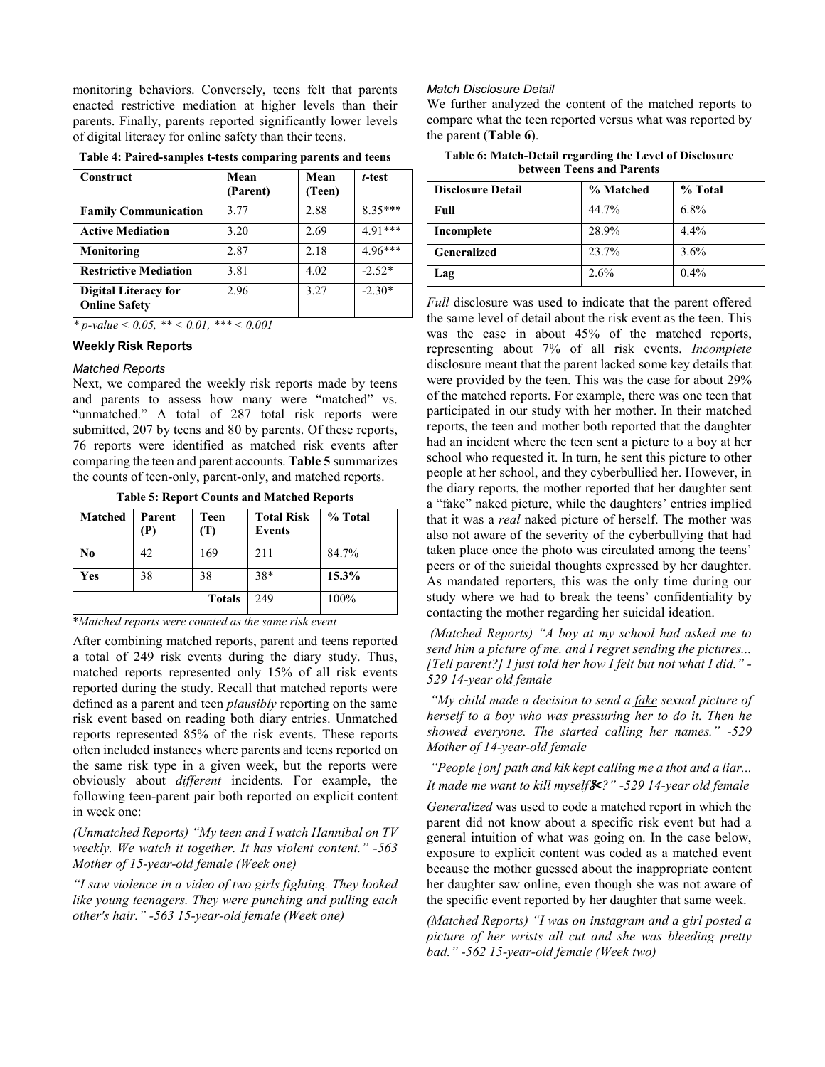monitoring behaviors. Conversely, teens felt that parents enacted restrictive mediation at higher levels than their parents. Finally, parents reported significantly lower levels of digital literacy for online safety than their teens.

**Table 4: Paired-samples t-tests comparing parents and teens**

| Construct | Mean (Parent) | Mean (Teen) | *t*-test |
|---|---|---|---|
| **Family Communication** | 3.77 | 2.88 | 8.35*** |
| **Active Mediation** | 3.20 | 2.69 | 4.91*** |
| **Monitoring** | 2.87 | 2.18 | 4.96*** |
| **Restrictive Mediation** | 3.81 | 4.02 | -2.52* |
| **Digital Literacy for Online Safety** | 2.96 | 3.27 | -2.30* |

*\* p-value < 0.05, \*\* < 0.01, \*\*\* < 0.001*

### Weekly Risk Reports

#### *Matched Reports*

Next, we compared the weekly risk reports made by teens and parents to assess how many were "matched" vs. "unmatched." A total of 287 total risk reports were submitted, 207 by teens and 80 by parents. Of these reports, 76 reports were identified as matched risk events after comparing the teen and parent accounts. **Table 5** summarizes the counts of teen-only, parent-only, and matched reports.

**Table 5: Report Counts and Matched Reports**

| Matched | Parent (P) | Teen (T) | Total Risk Events | % Total |
|---|---|---|---|---|
| **No** | 42 | 169 | 211 | 84.7% |
| **Yes** | 38 | 38 | 38* | **15.3%** |
| | | **Totals** | 249 | 100% |

*\*Matched reports were counted as the same risk event*

After combining matched reports, parent and teens reported a total of 249 risk events during the diary study. Thus, matched reports represented only 15% of all risk events reported during the study. Recall that matched reports were defined as a parent and teen *plausibly* reporting on the same risk event based on reading both diary entries. Unmatched reports represented 85% of the risk events. These reports often included instances where parents and teens reported on the same risk type in a given week, but the reports were obviously about *different* incidents. For example, the following teen-parent pair both reported on explicit content in week one:

*(Unmatched Reports) "My teen and I watch Hannibal on TV weekly. We watch it together. It has violent content." -563 Mother of 15-year-old female (Week one)*

*"I saw violence in a video of two girls fighting. They looked like young teenagers. They were punching and pulling each other's hair." -563 15-year-old female (Week one)*

#### *Match Disclosure Detail*

We further analyzed the content of the matched reports to compare what the teen reported versus what was reported by the parent (**Table 6**).

**Table 6: Match-Detail regarding the Level of Disclosure between Teens and Parents**

| Disclosure Detail | % Matched | % Total |
|---|---|---|
| **Full** | 44.7% | 6.8% |
| **Incomplete** | 28.9% | 4.4% |
| **Generalized** | 23.7% | 3.6% |
| **Lag** | 2.6% | 0.4% |

*Full* disclosure was used to indicate that the parent offered the same level of detail about the risk event as the teen. This was the case in about 45% of the matched reports, representing about 7% of all risk events. *Incomplete* disclosure meant that the parent lacked some key details that were provided by the teen. This was the case for about 29% of the matched reports. For example, there was one teen that participated in our study with her mother. In their matched reports, the teen and mother both reported that the daughter had an incident where the teen sent a picture to a boy at her school who requested it. In turn, he sent this picture to other people at her school, and they cyberbullied her. However, in the diary reports, the mother reported that her daughter sent a "fake" naked picture, while the daughters' entries implied that it was a *real* naked picture of herself. The mother was also not aware of the severity of the cyberbullying that had taken place once the photo was circulated among the teens' peers or of the suicidal thoughts expressed by her daughter. As mandated reporters, this was the only time during our study where we had to break the teens' confidentiality by contacting the mother regarding her suicidal ideation.

*(Matched Reports) "A boy at my school had asked me to send him a picture of me. and I regret sending the pictures... [Tell parent?] I just told her how I felt but not what I did." -529 14-year old female*

*"My child made a decision to send a fake sexual picture of herself to a boy who was pressuring her to do it. Then he showed everyone. The started calling her names." -529 Mother of 14-year-old female*

*"People [on] path and kik kept calling me a thot and a liar... It made me want to kill myself✂?" -529 14-year old female*

*Generalized* was used to code a matched report in which the parent did not know about a specific risk event but had a general intuition of what was going on. In the case below, exposure to explicit content was coded as a matched event because the mother guessed about the inappropriate content her daughter saw online, even though she was not aware of the specific event reported by her daughter that same week.

*(Matched Reports) "I was on instagram and a girl posted a picture of her wrists all cut and she was bleeding pretty bad." -562 15-year-old female (Week two)*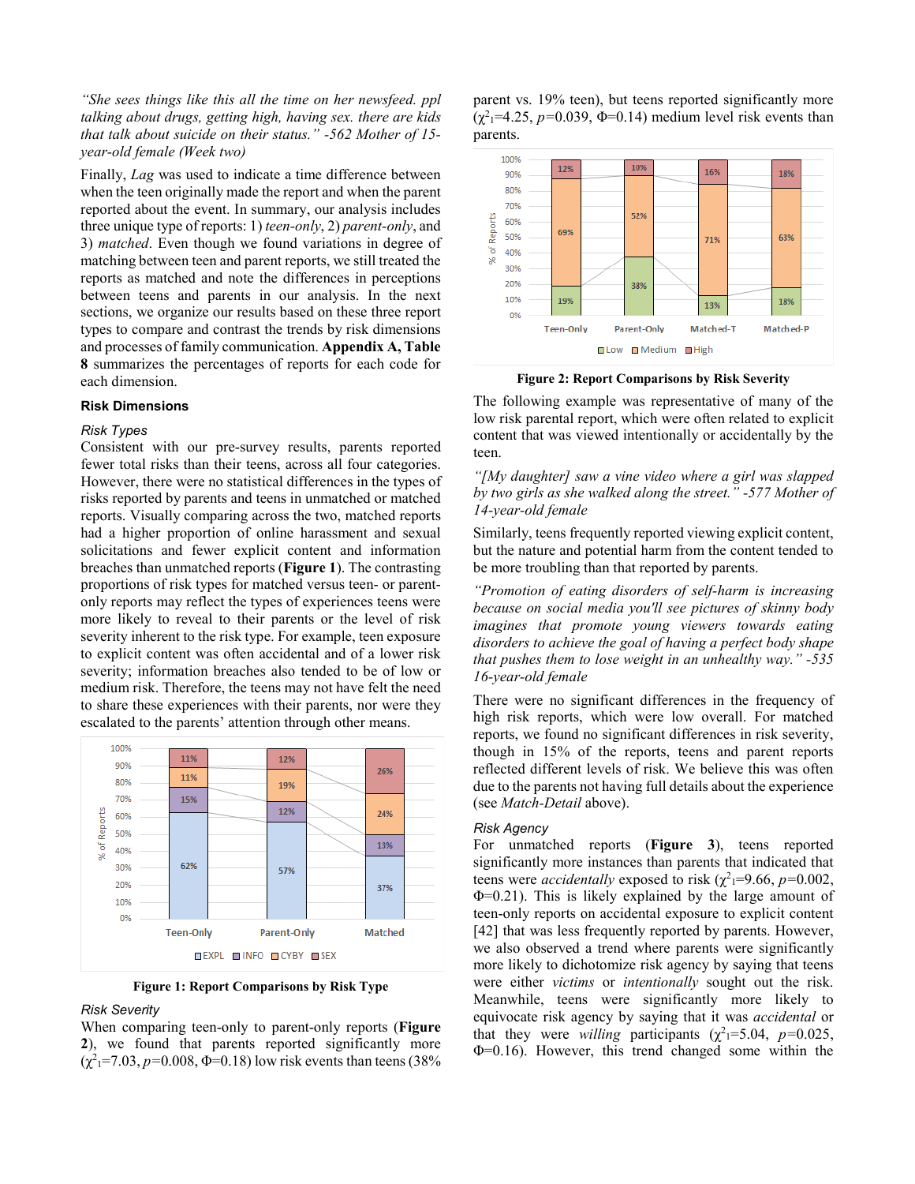*"She sees things like this all the time on her newsfeed. ppl talking about drugs, getting high, having sex. there are kids that talk about suicide on their status." -562 Mother of 15-year-old female (Week two)*

Finally, *Lag* was used to indicate a time difference between when the teen originally made the report and when the parent reported about the event. In summary, our analysis includes three unique type of reports: 1) *teen-only*, 2) *parent-only*, and 3) *matched*. Even though we found variations in degree of matching between teen and parent reports, we still treated the reports as matched and note the differences in perceptions between teens and parents in our analysis. In the next sections, we organize our results based on these three report types to compare and contrast the trends by risk dimensions and processes of family communication. **Appendix A, Table 8** summarizes the percentages of reports for each code for each dimension.

### Risk Dimensions

#### *Risk Types*

Consistent with our pre-survey results, parents reported fewer total risks than their teens, across all four categories. However, there were no statistical differences in the types of risks reported by parents and teens in unmatched or matched reports. Visually comparing across the two, matched reports had a higher proportion of online harassment and sexual solicitations and fewer explicit content and information breaches than unmatched reports (**Figure 1**). The contrasting proportions of risk types for matched versus teen- or parent-only reports may reflect the types of experiences teens were more likely to reveal to their parents or the level of risk severity inherent to the risk type. For example, teen exposure to explicit content was often accidental and of a lower risk severity; information breaches also tended to be of low or medium risk. Therefore, the teens may not have felt the need to share these experiences with their parents, nor were they escalated to the parents' attention through other means.

| | Teen-Only | Parent-Only | Matched |
|---|---|---|---|
| EXPL | 62% | 57% | 37% |
| INFO | 15% | 12% | 13% |
| CYBY | 11% | 19% | 24% |
| SEX | 11% | 12% | 26% |

**Figure 1: Report Comparisons by Risk Type**

#### *Risk Severity*

When comparing teen-only to parent-only reports (**Figure 2**), we found that parents reported significantly more ($\chi^2_1$=7.03, $p$=0.008, $\Phi$=0.18) low risk events than teens (38% parent vs. 19% teen), but teens reported significantly more ($\chi^2_1$=4.25, $p$=0.039, $\Phi$=0.14) medium level risk events than parents.

| | Teen-Only | Parent-Only | Matched-T | Matched-P |
|---|---|---|---|---|
| Low | 19% | 38% | 13% | 18% |
| Medium | 69% | 52% | 71% | 63% |
| High | 12% | 10% | 16% | 18% |

**Figure 2: Report Comparisons by Risk Severity**

The following example was representative of many of the low risk parental report, which were often related to explicit content that was viewed intentionally or accidentally by the teen.

*"[My daughter] saw a vine video where a girl was slapped by two girls as she walked along the street." -577 Mother of 14-year-old female*

Similarly, teens frequently reported viewing explicit content, but the nature and potential harm from the content tended to be more troubling than that reported by parents.

*"Promotion of eating disorders of self-harm is increasing because on social media you'll see pictures of skinny body imagines that promote young viewers towards eating disorders to achieve the goal of having a perfect body shape that pushes them to lose weight in an unhealthy way." -535 16-year-old female*

There were no significant differences in the frequency of high risk reports, which were low overall. For matched reports, we found no significant differences in risk severity, though in 15% of the reports, teens and parent reports reflected different levels of risk. We believe this was often due to the parents not having full details about the experience (see *Match-Detail* above).

#### *Risk Agency*

For unmatched reports (**Figure 3**), teens reported significantly more instances than parents that indicated that teens were *accidentally* exposed to risk ($\chi^2_1$=9.66, $p$=0.002, $\Phi$=0.21). This is likely explained by the large amount of teen-only reports on accidental exposure to explicit content [42] that was less frequently reported by parents. However, we also observed a trend where parents were significantly more likely to dichotomize risk agency by saying that teens were either *victims* or *intentionally* sought out the risk. Meanwhile, teens were significantly more likely to equivocate risk agency by saying that it was *accidental* or that they were *willing* participants ($\chi^2_1$=5.04, $p$=0.025, $\Phi$=0.16). However, this trend changed some within the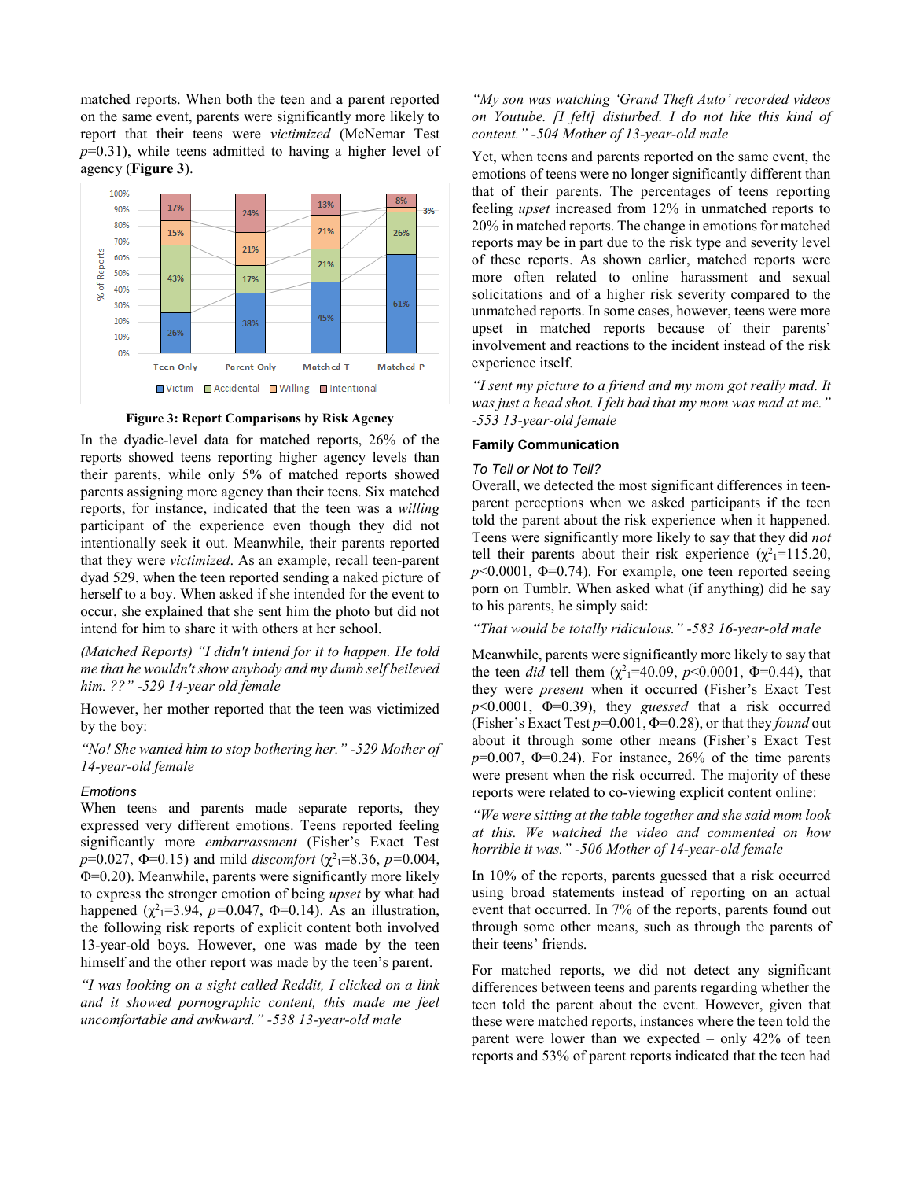matched reports. When both the teen and a parent reported on the same event, parents were significantly more likely to report that their teens were *victimized* (McNemar Test $p$=0.31), while teens admitted to having a higher level of agency (**Figure 3**).

**Figure 3: Report Comparisons by Risk Agency**

In the dyadic-level data for matched reports, 26% of the reports showed teens reporting higher agency levels than their parents, while only 5% of matched reports showed parents assigning more agency than their teens. Six matched reports, for instance, indicated that the teen was a *willing* participant of the experience even though they did not intentionally seek it out. Meanwhile, their parents reported that they were *victimized*. As an example, recall teen-parent dyad 529, when the teen reported sending a naked picture of herself to a boy. When asked if she intended for the event to occur, she explained that she sent him the photo but did not intend for him to share it with others at her school.

*(Matched Reports) "I didn't intend for it to happen. He told me that he wouldn't show anybody and my dumb self beileved him. ??" -529 14-year old female*

However, her mother reported that the teen was victimized by the boy:

*"No! She wanted him to stop bothering her." -529 Mother of 14-year-old female*

### *Emotions*

When teens and parents made separate reports, they expressed very different emotions. Teens reported feeling significantly more *embarrassment* (Fisher's Exact Test $p$=0.027, Φ=0.15) and mild *discomfort* ($\chi^2_1$=8.36, $p$=0.004, Φ=0.20). Meanwhile, parents were significantly more likely to express the stronger emotion of being *upset* by what had happened ($\chi^2_1$=3.94, $p$=0.047, Φ=0.14). As an illustration, the following risk reports of explicit content both involved 13-year-old boys. However, one was made by the teen himself and the other report was made by the teen's parent.

*"I was looking on a sight called Reddit, I clicked on a link and it showed pornographic content, this made me feel uncomfortable and awkward." -538 13-year-old male*

*"My son was watching 'Grand Theft Auto' recorded videos on Youtube. [I felt] disturbed. I do not like this kind of content." -504 Mother of 13-year-old male*

Yet, when teens and parents reported on the same event, the emotions of teens were no longer significantly different than that of their parents. The percentages of teens reporting feeling *upset* increased from 12% in unmatched reports to 20% in matched reports. The change in emotions for matched reports may be in part due to the risk type and severity level of these reports. As shown earlier, matched reports were more often related to online harassment and sexual solicitations and of a higher risk severity compared to the unmatched reports. In some cases, however, teens were more upset in matched reports because of their parents' involvement and reactions to the incident instead of the risk experience itself.

*"I sent my picture to a friend and my mom got really mad. It was just a head shot. I felt bad that my mom was mad at me." -553 13-year-old female*

## Family Communication

### *To Tell or Not to Tell?*

Overall, we detected the most significant differences in teen-parent perceptions when we asked participants if the teen told the parent about the risk experience when it happened. Teens were significantly more likely to say that they did *not* tell their parents about their risk experience ($\chi^2_1$=115.20, $p$<0.0001, Φ=0.74). For example, one teen reported seeing porn on Tumblr. When asked what (if anything) did he say to his parents, he simply said:

*"That would be totally ridiculous." -583 16-year-old male*

Meanwhile, parents were significantly more likely to say that the teen *did* tell them ($\chi^2_1$=40.09, $p$<0.0001, Φ=0.44), that they were *present* when it occurred (Fisher's Exact Test $p$<0.0001, Φ=0.39), they *guessed* that a risk occurred (Fisher's Exact Test $p$=0.001, Φ=0.28), or that they *found* out about it through some other means (Fisher's Exact Test $p$=0.007, Φ=0.24). For instance, 26% of the time parents were present when the risk occurred. The majority of these reports were related to co-viewing explicit content online:

*"We were sitting at the table together and she said mom look at this. We watched the video and commented on how horrible it was." -506 Mother of 14-year-old female*

In 10% of the reports, parents guessed that a risk occurred using broad statements instead of reporting on an actual event that occurred. In 7% of the reports, parents found out through some other means, such as through the parents of their teens' friends.

For matched reports, we did not detect any significant differences between teens and parents regarding whether the teen told the parent about the event. However, given that these were matched reports, instances where the teen told the parent were lower than we expected – only 42% of teen reports and 53% of parent reports indicated that the teen had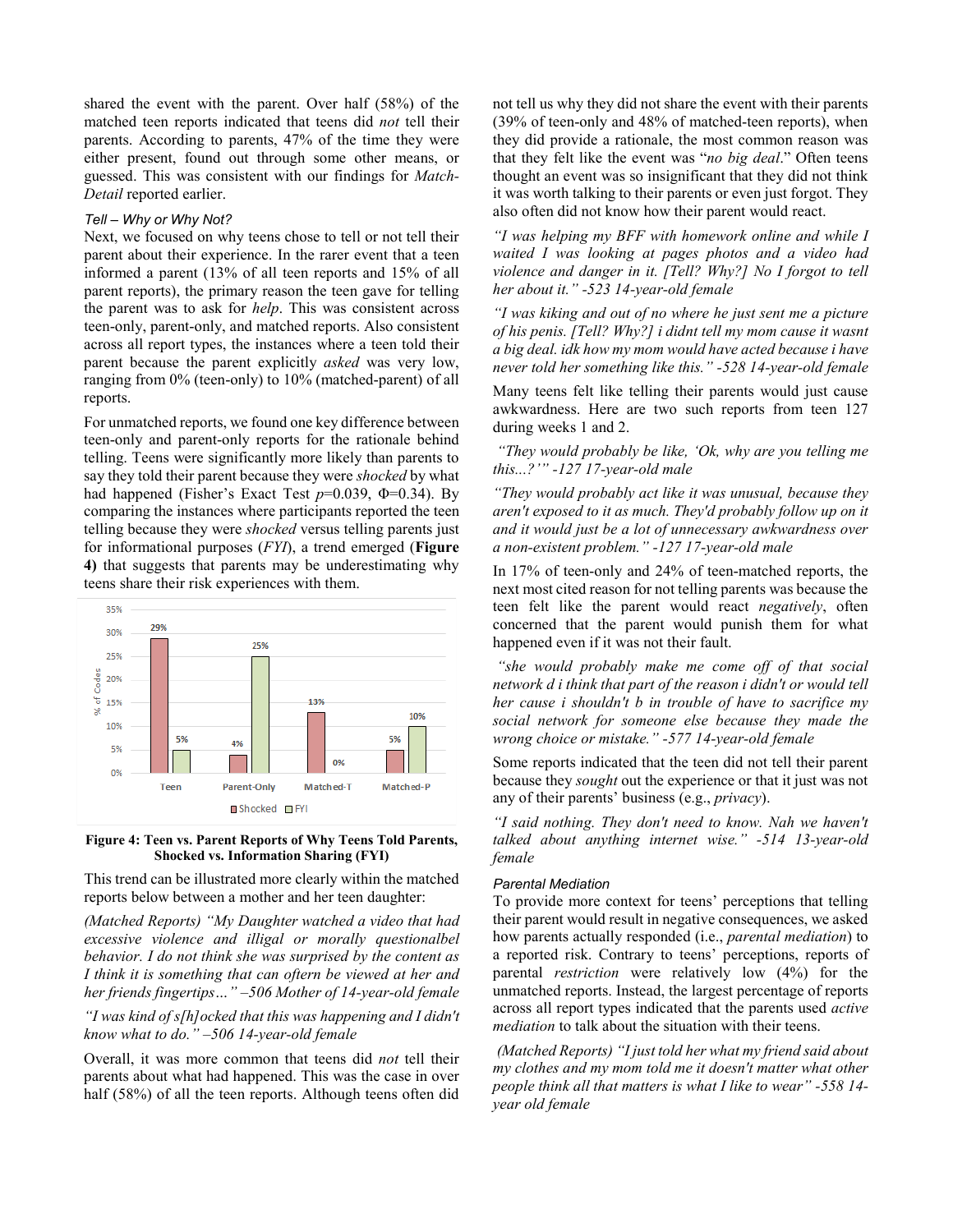shared the event with the parent. Over half (58%) of the matched teen reports indicated that teens did *not* tell their parents. According to parents, 47% of the time they were either present, found out through some other means, or guessed. This was consistent with our findings for *Match-Detail* reported earlier.

### *Tell – Why or Why Not?*

Next, we focused on why teens chose to tell or not tell their parent about their experience. In the rarer event that a teen informed a parent (13% of all teen reports and 15% of all parent reports), the primary reason the teen gave for telling the parent was to ask for *help*. This was consistent across teen-only, parent-only, and matched reports. Also consistent across all report types, the instances where a teen told their parent because the parent explicitly *asked* was very low, ranging from 0% (teen-only) to 10% (matched-parent) of all reports.

For unmatched reports, we found one key difference between teen-only and parent-only reports for the rationale behind telling. Teens were significantly more likely than parents to say they told their parent because they were *shocked* by what had happened (Fisher's Exact Test $p$=0.039, $\Phi$=0.34). By comparing the instances where participants reported the teen telling because they were *shocked* versus telling parents just for informational purposes (*FYI*), a trend emerged (**Figure 4)** that suggests that parents may be underestimating why teens share their risk experiences with them.

**Figure 4: Teen vs. Parent Reports of Why Teens Told Parents, Shocked vs. Information Sharing (FYI)**

This trend can be illustrated more clearly within the matched reports below between a mother and her teen daughter:

*(Matched Reports) "My Daughter watched a video that had excessive violence and illigal or morally questionalbel behavior. I do not think she was surprised by the content as I think it is something that can oftern be viewed at her and her friends fingertips…" –506 Mother of 14-year-old female*

*"I was kind of s[h]ocked that this was happening and I didn't know what to do." –506 14-year-old female*

Overall, it was more common that teens did *not* tell their parents about what had happened. This was the case in over half (58%) of all the teen reports. Although teens often did not tell us why they did not share the event with their parents (39% of teen-only and 48% of matched-teen reports), when they did provide a rationale, the most common reason was that they felt like the event was "*no big deal*." Often teens thought an event was so insignificant that they did not think it was worth talking to their parents or even just forgot. They also often did not know how their parent would react.

*"I was helping my BFF with homework online and while I waited I was looking at pages photos and a video had violence and danger in it. [Tell? Why?] No I forgot to tell her about it." -523 14-year-old female*

*"I was kiking and out of no where he just sent me a picture of his penis. [Tell? Why?] i didnt tell my mom cause it wasnt a big deal. idk how my mom would have acted because i have never told her something like this." -528 14-year-old female*

Many teens felt like telling their parents would just cause awkwardness. Here are two such reports from teen 127 during weeks 1 and 2.

*"They would probably be like, 'Ok, why are you telling me this...?'" -127 17-year-old male*

*"They would probably act like it was unusual, because they aren't exposed to it as much. They'd probably follow up on it and it would just be a lot of unnecessary awkwardness over a non-existent problem." -127 17-year-old male*

In 17% of teen-only and 24% of teen-matched reports, the next most cited reason for not telling parents was because the teen felt like the parent would react *negatively*, often concerned that the parent would punish them for what happened even if it was not their fault.

*"she would probably make me come off of that social network d i think that part of the reason i didn't or would tell her cause i shouldn't b in trouble of have to sacrifice my social network for someone else because they made the wrong choice or mistake." -577 14-year-old female*

Some reports indicated that the teen did not tell their parent because they *sought* out the experience or that it just was not any of their parents' business (e.g., *privacy*).

*"I said nothing. They don't need to know. Nah we haven't talked about anything internet wise." -514 13-year-old female*

### *Parental Mediation*

To provide more context for teens' perceptions that telling their parent would result in negative consequences, we asked how parents actually responded (i.e., *parental mediation*) to a reported risk. Contrary to teens' perceptions, reports of parental *restriction* were relatively low (4%) for the unmatched reports. Instead, the largest percentage of reports across all report types indicated that the parents used *active mediation* to talk about the situation with their teens.

*(Matched Reports) "I just told her what my friend said about my clothes and my mom told me it doesn't matter what other people think all that matters is what I like to wear" -558 14-year old female*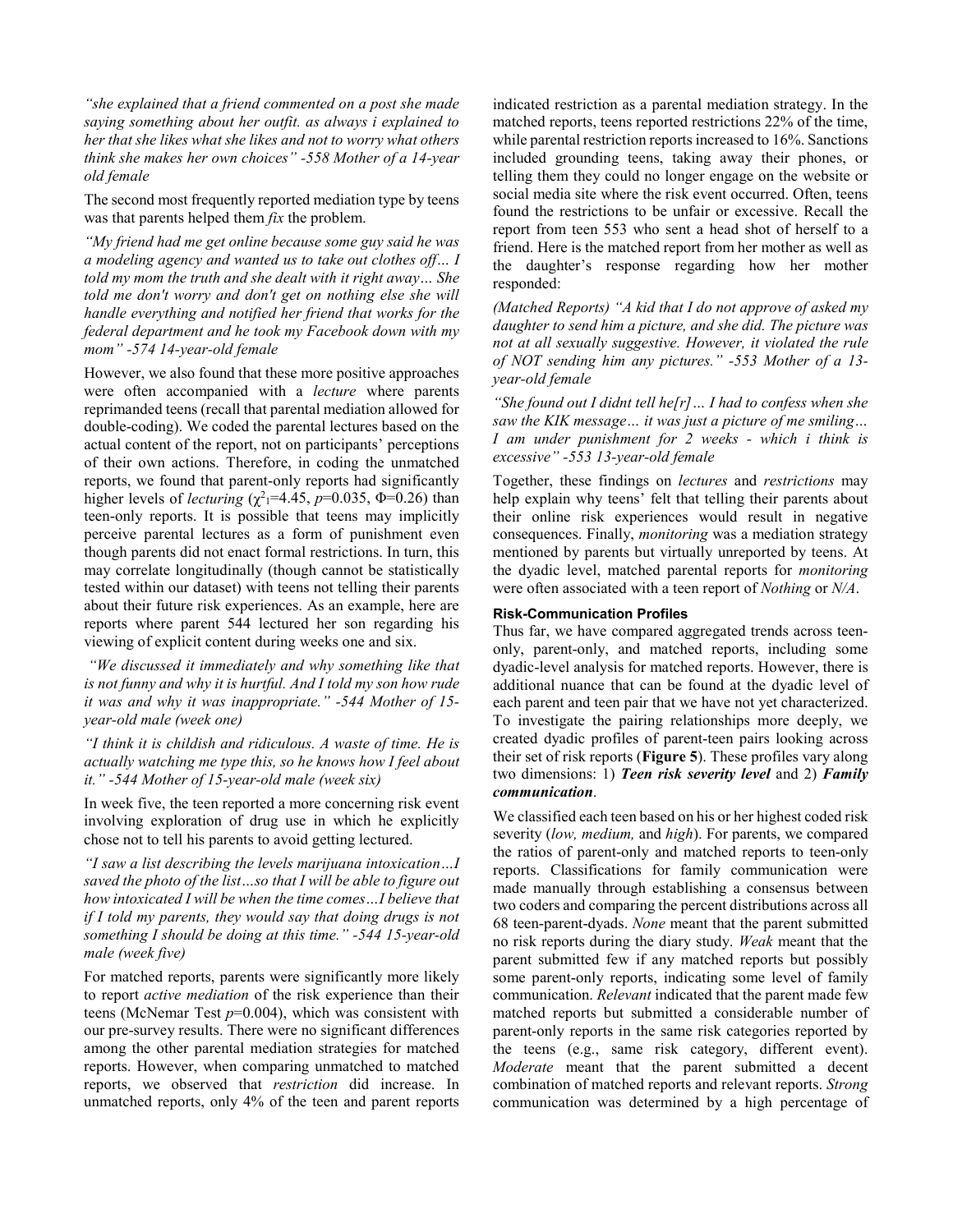*"she explained that a friend commented on a post she made saying something about her outfit. as always i explained to her that she likes what she likes and not to worry what others think she makes her own choices" -558 Mother of a 14-year old female*

The second most frequently reported mediation type by teens was that parents helped them *fix* the problem.

*"My friend had me get online because some guy said he was a modeling agency and wanted us to take out clothes off… I told my mom the truth and she dealt with it right away… She told me don't worry and don't get on nothing else she will handle everything and notified her friend that works for the federal department and he took my Facebook down with my mom" -574 14-year-old female*

However, we also found that these more positive approaches were often accompanied with a *lecture* where parents reprimanded teens (recall that parental mediation allowed for double-coding). We coded the parental lectures based on the actual content of the report, not on participants' perceptions of their own actions. Therefore, in coding the unmatched reports, we found that parent-only reports had significantly higher levels of *lecturing* ($\chi^2_1$=4.45, $p$=0.035, $\Phi$=0.26) than teen-only reports. It is possible that teens may implicitly perceive parental lectures as a form of punishment even though parents did not enact formal restrictions. In turn, this may correlate longitudinally (though cannot be statistically tested within our dataset) with teens not telling their parents about their future risk experiences. As an example, here are reports where parent 544 lectured her son regarding his viewing of explicit content during weeks one and six.

*"We discussed it immediately and why something like that is not funny and why it is hurtful. And I told my son how rude it was and why it was inappropriate." -544 Mother of 15-year-old male (week one)*

*"I think it is childish and ridiculous. A waste of time. He is actually watching me type this, so he knows how I feel about it." -544 Mother of 15-year-old male (week six)*

In week five, the teen reported a more concerning risk event involving exploration of drug use in which he explicitly chose not to tell his parents to avoid getting lectured.

*"I saw a list describing the levels marijuana intoxication…I saved the photo of the list…so that I will be able to figure out how intoxicated I will be when the time comes…I believe that if I told my parents, they would say that doing drugs is not something I should be doing at this time." -544 15-year-old male (week five)*

For matched reports, parents were significantly more likely to report *active mediation* of the risk experience than their teens (McNemar Test $p$=0.004), which was consistent with our pre-survey results. There were no significant differences among the other parental mediation strategies for matched reports. However, when comparing unmatched to matched reports, we observed that *restriction* did increase. In unmatched reports, only 4% of the teen and parent reports indicated restriction as a parental mediation strategy. In the matched reports, teens reported restrictions 22% of the time, while parental restriction reports increased to 16%. Sanctions included grounding teens, taking away their phones, or telling them they could no longer engage on the website or social media site where the risk event occurred. Often, teens found the restrictions to be unfair or excessive. Recall the report from teen 553 who sent a head shot of herself to a friend. Here is the matched report from her mother as well as the daughter's response regarding how her mother responded:

*(Matched Reports) "A kid that I do not approve of asked my daughter to send him a picture, and she did. The picture was not at all sexually suggestive. However, it violated the rule of NOT sending him any pictures." -553 Mother of a 13-year-old female*

*"She found out I didnt tell he[r]… I had to confess when she saw the KIK message… it was just a picture of me smiling… I am under punishment for 2 weeks - which i think is excessive" -553 13-year-old female*

Together, these findings on *lectures* and *restrictions* may help explain why teens' felt that telling their parents about their online risk experiences would result in negative consequences. Finally, *monitoring* was a mediation strategy mentioned by parents but virtually unreported by teens. At the dyadic level, matched parental reports for *monitoring* were often associated with a teen report of *Nothing* or *N/A*.

### Risk-Communication Profiles

Thus far, we have compared aggregated trends across teen-only, parent-only, and matched reports, including some dyadic-level analysis for matched reports. However, there is additional nuance that can be found at the dyadic level of each parent and teen pair that we have not yet characterized. To investigate the pairing relationships more deeply, we created dyadic profiles of parent-teen pairs looking across their set of risk reports (**Figure 5**). These profiles vary along two dimensions: 1) ***Teen risk severity level*** and 2) ***Family communication***.

We classified each teen based on his or her highest coded risk severity (*low, medium,* and *high*). For parents, we compared the ratios of parent-only and matched reports to teen-only reports. Classifications for family communication were made manually through establishing a consensus between two coders and comparing the percent distributions across all 68 teen-parent-dyads. *None* meant that the parent submitted no risk reports during the diary study. *Weak* meant that the parent submitted few if any matched reports but possibly some parent-only reports, indicating some level of family communication. *Relevant* indicated that the parent made few matched reports but submitted a considerable number of parent-only reports in the same risk categories reported by the teens (e.g., same risk category, different event). *Moderate* meant that the parent submitted a decent combination of matched reports and relevant reports. *Strong* communication was determined by a high percentage of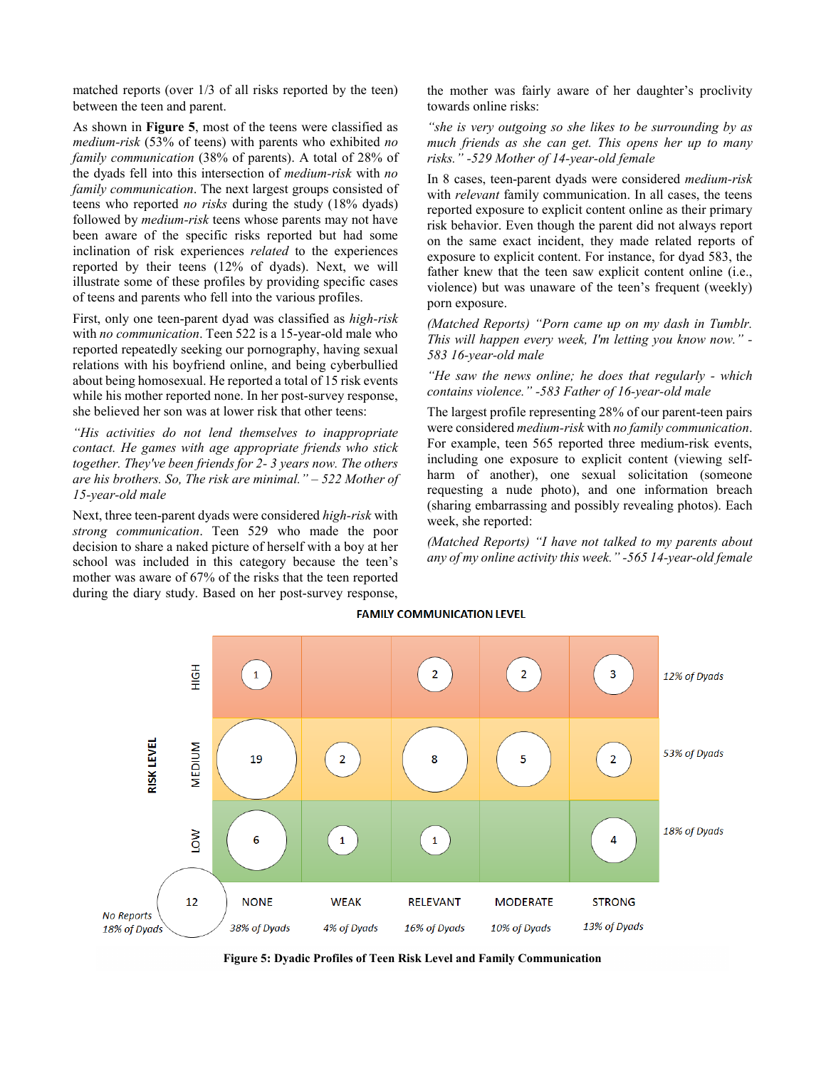matched reports (over 1/3 of all risks reported by the teen) between the teen and parent.

As shown in **Figure 5**, most of the teens were classified as *medium-risk* (53% of teens) with parents who exhibited *no family communication* (38% of parents). A total of 28% of the dyads fell into this intersection of *medium-risk* with *no family communication*. The next largest groups consisted of teens who reported *no risks* during the study (18% dyads) followed by *medium-risk* teens whose parents may not have been aware of the specific risks reported but had some inclination of risk experiences *related* to the experiences reported by their teens (12% of dyads). Next, we will illustrate some of these profiles by providing specific cases of teens and parents who fell into the various profiles.

First, only one teen-parent dyad was classified as *high-risk* with *no communication*. Teen 522 is a 15-year-old male who reported repeatedly seeking our pornography, having sexual relations with his boyfriend online, and being cyberbullied about being homosexual. He reported a total of 15 risk events while his mother reported none. In her post-survey response, she believed her son was at lower risk that other teens:

*"His activities do not lend themselves to inappropriate contact. He games with age appropriate friends who stick together. They've been friends for 2- 3 years now. The others are his brothers. So, The risk are minimal." – 522 Mother of 15-year-old male*

Next, three teen-parent dyads were considered *high-risk* with *strong communication*. Teen 529 who made the poor decision to share a naked picture of herself with a boy at her school was included in this category because the teen's mother was aware of 67% of the risks that the teen reported during the diary study. Based on her post-survey response, the mother was fairly aware of her daughter's proclivity towards online risks:

*"she is very outgoing so she likes to be surrounding by as much friends as she can get. This opens her up to many risks." -529 Mother of 14-year-old female*

In 8 cases, teen-parent dyads were considered *medium-risk* with *relevant* family communication. In all cases, the teens reported exposure to explicit content online as their primary risk behavior. Even though the parent did not always report on the same exact incident, they made related reports of exposure to explicit content. For instance, for dyad 583, the father knew that the teen saw explicit content online (i.e., violence) but was unaware of the teen's frequent (weekly) porn exposure.

*(Matched Reports) "Porn came up on my dash in Tumblr. This will happen every week, I'm letting you know now." -583 16-year-old male*

*"He saw the news online; he does that regularly - which contains violence." -583 Father of 16-year-old male*

The largest profile representing 28% of our parent-teen pairs were considered *medium-risk* with *no family communication*. For example, teen 565 reported three medium-risk events, including one exposure to explicit content (viewing self-harm of another), one sexual solicitation (someone requesting a nude photo), and one information breach (sharing embarrassing and possibly revealing photos). Each week, she reported:

*(Matched Reports) "I have not talked to my parents about any of my online activity this week." -565 14-year-old female*

**FAMILY COMMUNICATION LEVEL**

| RISK LEVEL | NONE | WEAK | RELEVANT | MODERATE | STRONG | |
|---|---|---|---|---|---|---|
| HIGH | 1 | | 2 | 2 | 3 | 12% of Dyads |
| MEDIUM | 19 | 2 | 8 | 5 | 2 | 53% of Dyads |
| LOW | 6 | 1 | 1 | | 4 | 18% of Dyads |
| No Reports (18% of Dyads) | 12 | | | | | |
| | 38% of Dyads | 4% of Dyads | 16% of Dyads | 10% of Dyads | 13% of Dyads | |

**Figure 5: Dyadic Profiles of Teen Risk Level and Family Communication**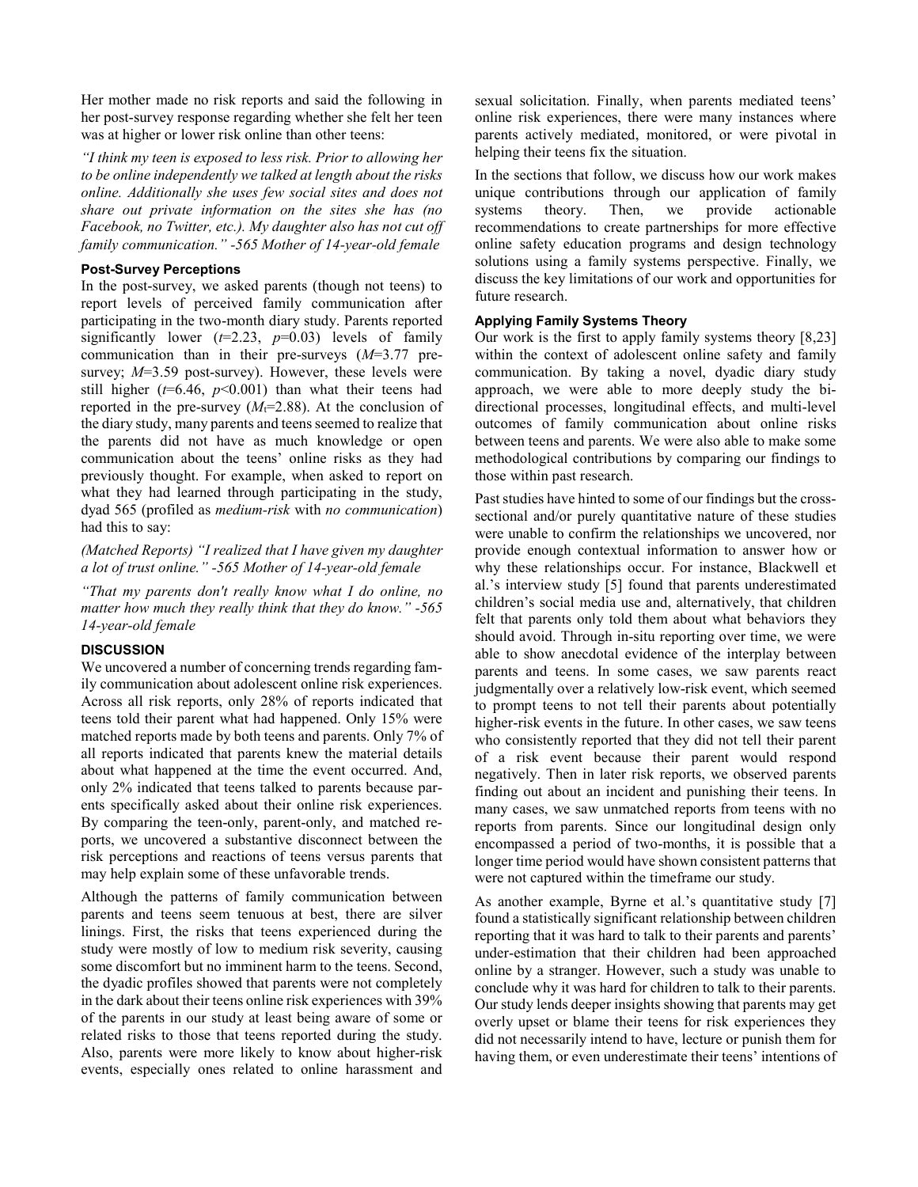Her mother made no risk reports and said the following in her post-survey response regarding whether she felt her teen was at higher or lower risk online than other teens:

*"I think my teen is exposed to less risk. Prior to allowing her to be online independently we talked at length about the risks online. Additionally she uses few social sites and does not share out private information on the sites she has (no Facebook, no Twitter, etc.). My daughter also has not cut off family communication." -565 Mother of 14-year-old female*

### Post-Survey Perceptions

In the post-survey, we asked parents (though not teens) to report levels of perceived family communication after participating in the two-month diary study. Parents reported significantly lower ($t$=2.23, $p$=0.03) levels of family communication than in their pre-surveys ($M$=3.77 pre-survey; $M$=3.59 post-survey). However, these levels were still higher ($t$=6.46, $p$<0.001) than what their teens had reported in the pre-survey ($M_t$=2.88). At the conclusion of the diary study, many parents and teens seemed to realize that the parents did not have as much knowledge or open communication about the teens' online risks as they had previously thought. For example, when asked to report on what they had learned through participating in the study, dyad 565 (profiled as *medium-risk* with *no communication*) had this to say:

*(Matched Reports) "I realized that I have given my daughter a lot of trust online." -565 Mother of 14-year-old female*

*"That my parents don't really know what I do online, no matter how much they really think that they do know." -565 14-year-old female*

## DISCUSSION

We uncovered a number of concerning trends regarding family communication about adolescent online risk experiences. Across all risk reports, only 28% of reports indicated that teens told their parent what had happened. Only 15% were matched reports made by both teens and parents. Only 7% of all reports indicated that parents knew the material details about what happened at the time the event occurred. And, only 2% indicated that teens talked to parents because parents specifically asked about their online risk experiences. By comparing the teen-only, parent-only, and matched reports, we uncovered a substantive disconnect between the risk perceptions and reactions of teens versus parents that may help explain some of these unfavorable trends.

Although the patterns of family communication between parents and teens seem tenuous at best, there are silver linings. First, the risks that teens experienced during the study were mostly of low to medium risk severity, causing some discomfort but no imminent harm to the teens. Second, the dyadic profiles showed that parents were not completely in the dark about their teens online risk experiences with 39% of the parents in our study at least being aware of some or related risks to those that teens reported during the study. Also, parents were more likely to know about higher-risk events, especially ones related to online harassment and sexual solicitation. Finally, when parents mediated teens' online risk experiences, there were many instances where parents actively mediated, monitored, or were pivotal in helping their teens fix the situation.

In the sections that follow, we discuss how our work makes unique contributions through our application of family systems theory. Then, we provide actionable recommendations to create partnerships for more effective online safety education programs and design technology solutions using a family systems perspective. Finally, we discuss the key limitations of our work and opportunities for future research.

### Applying Family Systems Theory

Our work is the first to apply family systems theory [8,23] within the context of adolescent online safety and family communication. By taking a novel, dyadic diary study approach, we were able to more deeply study the bi-directional processes, longitudinal effects, and multi-level outcomes of family communication about online risks between teens and parents. We were also able to make some methodological contributions by comparing our findings to those within past research.

Past studies have hinted to some of our findings but the cross-sectional and/or purely quantitative nature of these studies were unable to confirm the relationships we uncovered, nor provide enough contextual information to answer how or why these relationships occur. For instance, Blackwell et al.'s interview study [5] found that parents underestimated children's social media use and, alternatively, that children felt that parents only told them about what behaviors they should avoid. Through in-situ reporting over time, we were able to show anecdotal evidence of the interplay between parents and teens. In some cases, we saw parents react judgmentally over a relatively low-risk event, which seemed to prompt teens to not tell their parents about potentially higher-risk events in the future. In other cases, we saw teens who consistently reported that they did not tell their parent of a risk event because their parent would respond negatively. Then in later risk reports, we observed parents finding out about an incident and punishing their teens. In many cases, we saw unmatched reports from teens with no reports from parents. Since our longitudinal design only encompassed a period of two-months, it is possible that a longer time period would have shown consistent patterns that were not captured within the timeframe our study.

As another example, Byrne et al.'s quantitative study [7] found a statistically significant relationship between children reporting that it was hard to talk to their parents and parents' under-estimation that their children had been approached online by a stranger. However, such a study was unable to conclude why it was hard for children to talk to their parents. Our study lends deeper insights showing that parents may get overly upset or blame their teens for risk experiences they did not necessarily intend to have, lecture or punish them for having them, or even underestimate their teens' intentions of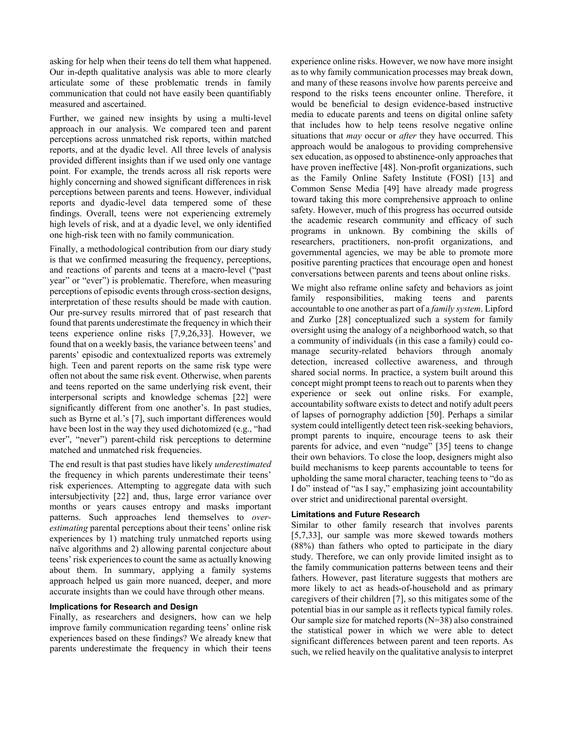asking for help when their teens do tell them what happened. Our in-depth qualitative analysis was able to more clearly articulate some of these problematic trends in family communication that could not have easily been quantifiably measured and ascertained.

Further, we gained new insights by using a multi-level approach in our analysis. We compared teen and parent perceptions across unmatched risk reports, within matched reports, and at the dyadic level. All three levels of analysis provided different insights than if we used only one vantage point. For example, the trends across all risk reports were highly concerning and showed significant differences in risk perceptions between parents and teens. However, individual reports and dyadic-level data tempered some of these findings. Overall, teens were not experiencing extremely high levels of risk, and at a dyadic level, we only identified one high-risk teen with no family communication.

Finally, a methodological contribution from our diary study is that we confirmed measuring the frequency, perceptions, and reactions of parents and teens at a macro-level ("past year" or "ever") is problematic. Therefore, when measuring perceptions of episodic events through cross-section designs, interpretation of these results should be made with caution. Our pre-survey results mirrored that of past research that found that parents underestimate the frequency in which their teens experience online risks [7,9,26,33]. However, we found that on a weekly basis, the variance between teens' and parents' episodic and contextualized reports was extremely high. Teen and parent reports on the same risk type were often not about the same risk event. Otherwise, when parents and teens reported on the same underlying risk event, their interpersonal scripts and knowledge schemas [22] were significantly different from one another's. In past studies, such as Byrne et al.'s [7], such important differences would have been lost in the way they used dichotomized (e.g., "had ever", "never") parent-child risk perceptions to determine matched and unmatched risk frequencies.

The end result is that past studies have likely *underestimated* the frequency in which parents underestimate their teens' risk experiences. Attempting to aggregate data with such intersubjectivity [22] and, thus, large error variance over months or years causes entropy and masks important patterns. Such approaches lend themselves to *over-estimating* parental perceptions about their teens' online risk experiences by 1) matching truly unmatched reports using naïve algorithms and 2) allowing parental conjecture about teens' risk experiences to count the same as actually knowing about them. In summary, applying a family systems approach helped us gain more nuanced, deeper, and more accurate insights than we could have through other means.

### Implications for Research and Design

Finally, as researchers and designers, how can we help improve family communication regarding teens' online risk experiences based on these findings? We already knew that parents underestimate the frequency in which their teens experience online risks. However, we now have more insight as to why family communication processes may break down, and many of these reasons involve how parents perceive and respond to the risks teens encounter online. Therefore, it would be beneficial to design evidence-based instructive media to educate parents and teens on digital online safety that includes how to help teens resolve negative online situations that *may* occur or *after* they have occurred. This approach would be analogous to providing comprehensive sex education, as opposed to abstinence-only approaches that have proven ineffective [48]. Non-profit organizations, such as the Family Online Safety Institute (FOSI) [13] and Common Sense Media [49] have already made progress toward taking this more comprehensive approach to online safety. However, much of this progress has occurred outside the academic research community and efficacy of such programs in unknown. By combining the skills of researchers, practitioners, non-profit organizations, and governmental agencies, we may be able to promote more positive parenting practices that encourage open and honest conversations between parents and teens about online risks.

We might also reframe online safety and behaviors as joint family responsibilities, making teens and parents accountable to one another as part of a *family system*. Lipford and Zurko [28] conceptualized such a system for family oversight using the analogy of a neighborhood watch, so that a community of individuals (in this case a family) could co-manage security-related behaviors through anomaly detection, increased collective awareness, and through shared social norms. In practice, a system built around this concept might prompt teens to reach out to parents when they experience or seek out online risks. For example, accountability software exists to detect and notify adult peers of lapses of pornography addiction [50]. Perhaps a similar system could intelligently detect teen risk-seeking behaviors, prompt parents to inquire, encourage teens to ask their parents for advice, and even "nudge" [35] teens to change their own behaviors. To close the loop, designers might also build mechanisms to keep parents accountable to teens for upholding the same moral character, teaching teens to "do as I do" instead of "as I say," emphasizing joint accountability over strict and unidirectional parental oversight.

### Limitations and Future Research

Similar to other family research that involves parents [5,7,33], our sample was more skewed towards mothers (88%) than fathers who opted to participate in the diary study. Therefore, we can only provide limited insight as to the family communication patterns between teens and their fathers. However, past literature suggests that mothers are more likely to act as heads-of-household and as primary caregivers of their children [7], so this mitigates some of the potential bias in our sample as it reflects typical family roles. Our sample size for matched reports (N=38) also constrained the statistical power in which we were able to detect significant differences between parent and teen reports. As such, we relied heavily on the qualitative analysis to interpret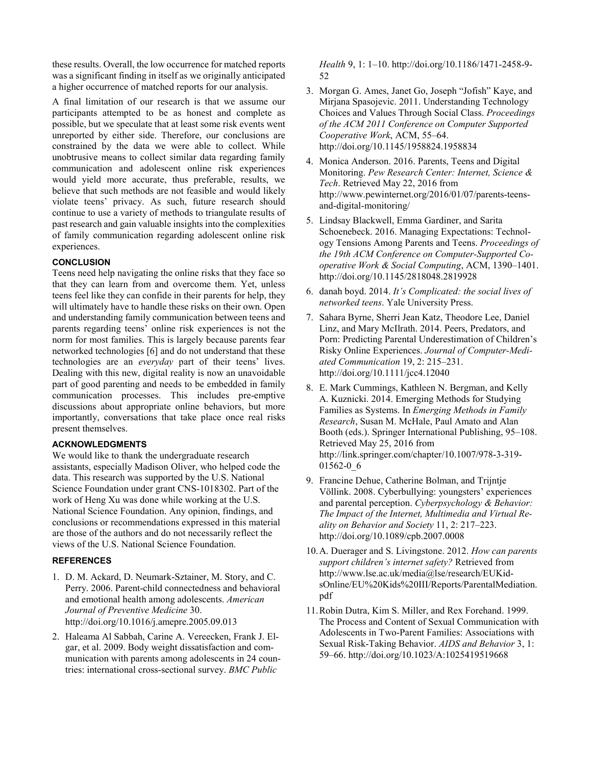these results. Overall, the low occurrence for matched reports was a significant finding in itself as we originally anticipated a higher occurrence of matched reports for our analysis.

A final limitation of our research is that we assume our participants attempted to be as honest and complete as possible, but we speculate that at least some risk events went unreported by either side. Therefore, our conclusions are constrained by the data we were able to collect. While unobtrusive means to collect similar data regarding family communication and adolescent online risk experiences would yield more accurate, thus preferable, results, we believe that such methods are not feasible and would likely violate teens' privacy. As such, future research should continue to use a variety of methods to triangulate results of past research and gain valuable insights into the complexities of family communication regarding adolescent online risk experiences.

### CONCLUSION

Teens need help navigating the online risks that they face so that they can learn from and overcome them. Yet, unless teens feel like they can confide in their parents for help, they will ultimately have to handle these risks on their own. Open and understanding family communication between teens and parents regarding teens' online risk experiences is not the norm for most families. This is largely because parents fear networked technologies [6] and do not understand that these technologies are an *everyday* part of their teens' lives. Dealing with this new, digital reality is now an unavoidable part of good parenting and needs to be embedded in family communication processes. This includes pre-emptive discussions about appropriate online behaviors, but more importantly, conversations that take place once real risks present themselves.

### ACKNOWLEDGMENTS

We would like to thank the undergraduate research assistants, especially Madison Oliver, who helped code the data. This research was supported by the U.S. National Science Foundation under grant CNS-1018302. Part of the work of Heng Xu was done while working at the U.S. National Science Foundation. Any opinion, findings, and conclusions or recommendations expressed in this material are those of the authors and do not necessarily reflect the views of the U.S. National Science Foundation.

### REFERENCES

1. D. M. Ackard, D. Neumark-Sztainer, M. Story, and C. Perry. 2006. Parent-child connectedness and behavioral and emotional health among adolescents. *American Journal of Preventive Medicine* 30. http://doi.org/10.1016/j.amepre.2005.09.013
2. Haleama Al Sabbah, Carine A. Vereecken, Frank J. Elgar, et al. 2009. Body weight dissatisfaction and communication with parents among adolescents in 24 countries: international cross-sectional survey. *BMC Public Health* 9, 1: 1–10. http://doi.org/10.1186/1471-2458-9-52
3. Morgan G. Ames, Janet Go, Joseph "Jofish" Kaye, and Mirjana Spasojevic. 2011. Understanding Technology Choices and Values Through Social Class. *Proceedings of the ACM 2011 Conference on Computer Supported Cooperative Work*, ACM, 55–64. http://doi.org/10.1145/1958824.1958834
4. Monica Anderson. 2016. Parents, Teens and Digital Monitoring. *Pew Research Center: Internet, Science & Tech*. Retrieved May 22, 2016 from http://www.pewinternet.org/2016/01/07/parents-teens-and-digital-monitoring/
5. Lindsay Blackwell, Emma Gardiner, and Sarita Schoenebeck. 2016. Managing Expectations: Technology Tensions Among Parents and Teens. *Proceedings of the 19th ACM Conference on Computer-Supported Cooperative Work & Social Computing*, ACM, 1390–1401. http://doi.org/10.1145/2818048.2819928
6. danah boyd. 2014. *It's Complicated: the social lives of networked teens*. Yale University Press.
7. Sahara Byrne, Sherri Jean Katz, Theodore Lee, Daniel Linz, and Mary McIlrath. 2014. Peers, Predators, and Porn: Predicting Parental Underestimation of Children's Risky Online Experiences. *Journal of Computer-Mediated Communication* 19, 2: 215–231. http://doi.org/10.1111/jcc4.12040
8. E. Mark Cummings, Kathleen N. Bergman, and Kelly A. Kuznicki. 2014. Emerging Methods for Studying Families as Systems. In *Emerging Methods in Family Research*, Susan M. McHale, Paul Amato and Alan Booth (eds.). Springer International Publishing, 95–108. Retrieved May 25, 2016 from http://link.springer.com/chapter/10.1007/978-3-319-01562-0_6
9. Francine Dehue, Catherine Bolman, and Trijntje Völlink. 2008. Cyberbullying: youngsters' experiences and parental perception. *Cyberpsychology & Behavior: The Impact of the Internet, Multimedia and Virtual Reality on Behavior and Society* 11, 2: 217–223. http://doi.org/10.1089/cpb.2007.0008
10. A. Duerager and S. Livingstone. 2012. *How can parents support children's internet safety?* Retrieved from http://www.lse.ac.uk/media@lse/research/EUKidsOnline/EU%20Kids%20III/Reports/ParentalMediation.pdf
11. Robin Dutra, Kim S. Miller, and Rex Forehand. 1999. The Process and Content of Sexual Communication with Adolescents in Two-Parent Families: Associations with Sexual Risk-Taking Behavior. *AIDS and Behavior* 3, 1: 59–66. http://doi.org/10.1023/A:1025419519668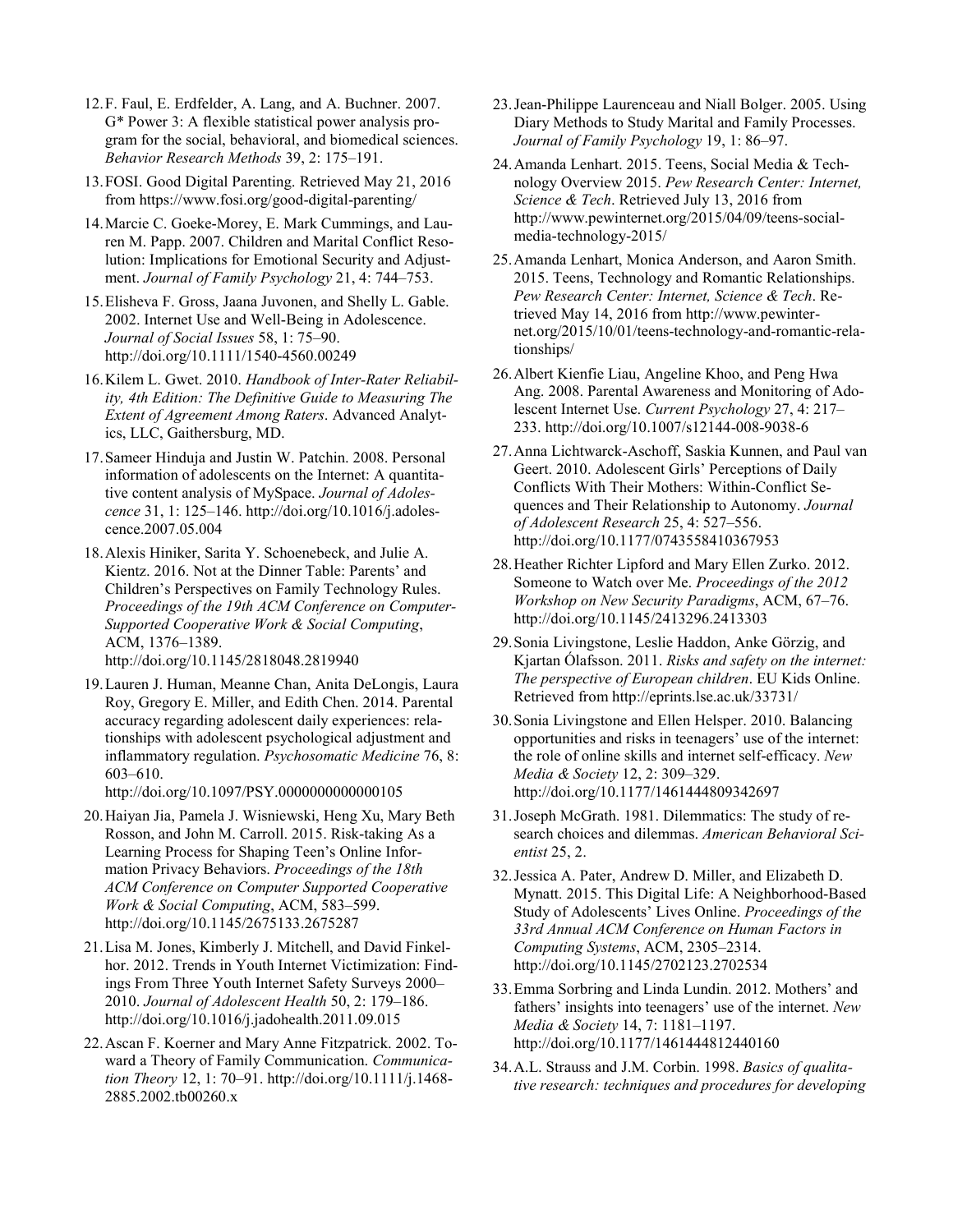12. F. Faul, E. Erdfelder, A. Lang, and A. Buchner. 2007. G* Power 3: A flexible statistical power analysis program for the social, behavioral, and biomedical sciences. *Behavior Research Methods* 39, 2: 175–191.

13. FOSI. Good Digital Parenting. Retrieved May 21, 2016 from https://www.fosi.org/good-digital-parenting/

14. Marcie C. Goeke-Morey, E. Mark Cummings, and Lauren M. Papp. 2007. Children and Marital Conflict Resolution: Implications for Emotional Security and Adjustment. *Journal of Family Psychology* 21, 4: 744–753.

15. Elisheva F. Gross, Jaana Juvonen, and Shelly L. Gable. 2002. Internet Use and Well-Being in Adolescence. *Journal of Social Issues* 58, 1: 75–90. http://doi.org/10.1111/1540-4560.00249

16. Kilem L. Gwet. 2010. *Handbook of Inter-Rater Reliability, 4th Edition: The Definitive Guide to Measuring The Extent of Agreement Among Raters*. Advanced Analytics, LLC, Gaithersburg, MD.

17. Sameer Hinduja and Justin W. Patchin. 2008. Personal information of adolescents on the Internet: A quantitative content analysis of MySpace. *Journal of Adolescence* 31, 1: 125–146. http://doi.org/10.1016/j.adolescence.2007.05.004

18. Alexis Hiniker, Sarita Y. Schoenebeck, and Julie A. Kientz. 2016. Not at the Dinner Table: Parents' and Children's Perspectives on Family Technology Rules. *Proceedings of the 19th ACM Conference on Computer-Supported Cooperative Work & Social Computing*, ACM, 1376–1389. http://doi.org/10.1145/2818048.2819940

19. Lauren J. Human, Meanne Chan, Anita DeLongis, Laura Roy, Gregory E. Miller, and Edith Chen. 2014. Parental accuracy regarding adolescent daily experiences: relationships with adolescent psychological adjustment and inflammatory regulation. *Psychosomatic Medicine* 76, 8: 603–610. http://doi.org/10.1097/PSY.0000000000000105

20. Haiyan Jia, Pamela J. Wisniewski, Heng Xu, Mary Beth Rosson, and John M. Carroll. 2015. Risk-taking As a Learning Process for Shaping Teen's Online Information Privacy Behaviors. *Proceedings of the 18th ACM Conference on Computer Supported Cooperative Work & Social Computing*, ACM, 583–599. http://doi.org/10.1145/2675133.2675287

21. Lisa M. Jones, Kimberly J. Mitchell, and David Finkelhor. 2012. Trends in Youth Internet Victimization: Findings From Three Youth Internet Safety Surveys 2000–2010. *Journal of Adolescent Health* 50, 2: 179–186. http://doi.org/10.1016/j.jadohealth.2011.09.015

22. Ascan F. Koerner and Mary Anne Fitzpatrick. 2002. Toward a Theory of Family Communication. *Communication Theory* 12, 1: 70–91. http://doi.org/10.1111/j.1468-2885.2002.tb00260.x

23. Jean-Philippe Laurenceau and Niall Bolger. 2005. Using Diary Methods to Study Marital and Family Processes. *Journal of Family Psychology* 19, 1: 86–97.

24. Amanda Lenhart. 2015. Teens, Social Media & Technology Overview 2015. *Pew Research Center: Internet, Science & Tech*. Retrieved July 13, 2016 from http://www.pewinternet.org/2015/04/09/teens-social-media-technology-2015/

25. Amanda Lenhart, Monica Anderson, and Aaron Smith. 2015. Teens, Technology and Romantic Relationships. *Pew Research Center: Internet, Science & Tech*. Retrieved May 14, 2016 from http://www.pewinternet.org/2015/10/01/teens-technology-and-romantic-relationships/

26. Albert Kienfie Liau, Angeline Khoo, and Peng Hwa Ang. 2008. Parental Awareness and Monitoring of Adolescent Internet Use. *Current Psychology* 27, 4: 217–233. http://doi.org/10.1007/s12144-008-9038-6

27. Anna Lichtwarck-Aschoff, Saskia Kunnen, and Paul van Geert. 2010. Adolescent Girls' Perceptions of Daily Conflicts With Their Mothers: Within-Conflict Sequences and Their Relationship to Autonomy. *Journal of Adolescent Research* 25, 4: 527–556. http://doi.org/10.1177/0743558410367953

28. Heather Richter Lipford and Mary Ellen Zurko. 2012. Someone to Watch over Me. *Proceedings of the 2012 Workshop on New Security Paradigms*, ACM, 67–76. http://doi.org/10.1145/2413296.2413303

29. Sonia Livingstone, Leslie Haddon, Anke Görzig, and Kjartan Ólafsson. 2011. *Risks and safety on the internet: The perspective of European children*. EU Kids Online. Retrieved from http://eprints.lse.ac.uk/33731/

30. Sonia Livingstone and Ellen Helsper. 2010. Balancing opportunities and risks in teenagers' use of the internet: the role of online skills and internet self-efficacy. *New Media & Society* 12, 2: 309–329. http://doi.org/10.1177/1461444809342697

31. Joseph McGrath. 1981. Dilemmatics: The study of research choices and dilemmas. *American Behavioral Scientist* 25, 2.

32. Jessica A. Pater, Andrew D. Miller, and Elizabeth D. Mynatt. 2015. This Digital Life: A Neighborhood-Based Study of Adolescents' Lives Online. *Proceedings of the 33rd Annual ACM Conference on Human Factors in Computing Systems*, ACM, 2305–2314. http://doi.org/10.1145/2702123.2702534

33. Emma Sorbring and Linda Lundin. 2012. Mothers' and fathers' insights into teenagers' use of the internet. *New Media & Society* 14, 7: 1181–1197. http://doi.org/10.1177/1461444812440160

34. A.L. Strauss and J.M. Corbin. 1998. *Basics of qualitative research: techniques and procedures for developing*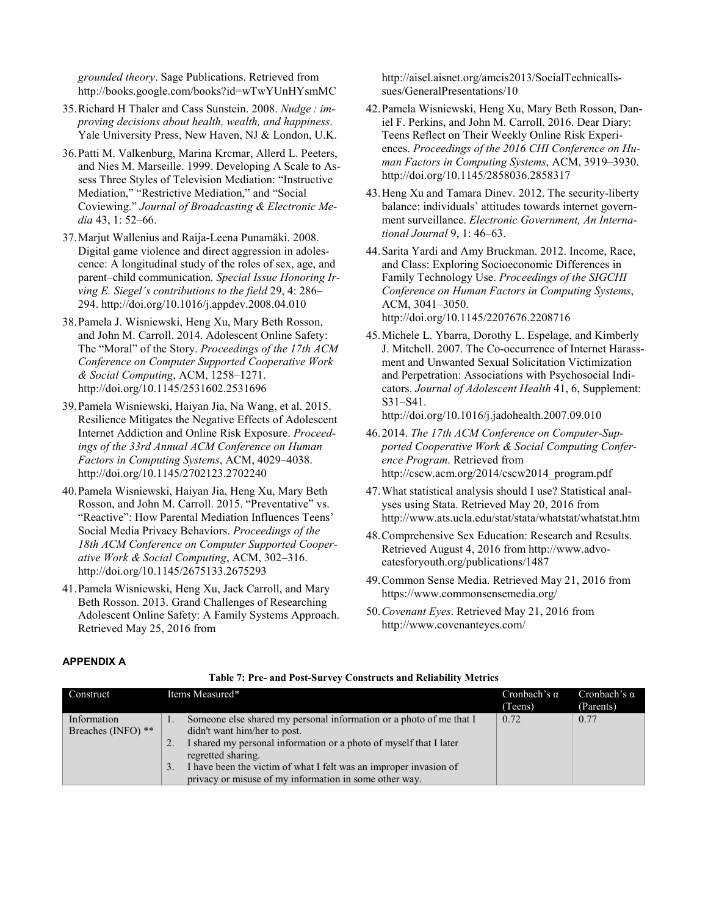*grounded theory*. Sage Publications. Retrieved from http://books.google.com/books?id=wTwYUnHYsmMC

35. Richard H Thaler and Cass Sunstein. 2008. *Nudge : improving decisions about health, wealth, and happiness*. Yale University Press, New Haven, NJ & London, U.K.

36. Patti M. Valkenburg, Marina Krcmar, Allerd L. Peeters, and Nies M. Marseille. 1999. Developing A Scale to Assess Three Styles of Television Mediation: "Instructive Mediation," "Restrictive Mediation," and "Social Coviewing." *Journal of Broadcasting & Electronic Media* 43, 1: 52–66.

37. Marjut Wallenius and Raija-Leena Punamäki. 2008. Digital game violence and direct aggression in adolescence: A longitudinal study of the roles of sex, age, and parent–child communication. *Special Issue Honoring Irving E. Siegel's contributions to the field* 29, 4: 286–294. http://doi.org/10.1016/j.appdev.2008.04.010

38. Pamela J. Wisniewski, Heng Xu, Mary Beth Rosson, and John M. Carroll. 2014. Adolescent Online Safety: The "Moral" of the Story. *Proceedings of the 17th ACM Conference on Computer Supported Cooperative Work & Social Computing*, ACM, 1258–1271. http://doi.org/10.1145/2531602.2531696

39. Pamela Wisniewski, Haiyan Jia, Na Wang, et al. 2015. Resilience Mitigates the Negative Effects of Adolescent Internet Addiction and Online Risk Exposure. *Proceedings of the 33rd Annual ACM Conference on Human Factors in Computing Systems*, ACM, 4029–4038. http://doi.org/10.1145/2702123.2702240

40. Pamela Wisniewski, Haiyan Jia, Heng Xu, Mary Beth Rosson, and John M. Carroll. 2015. "Preventative" vs. "Reactive": How Parental Mediation Influences Teens' Social Media Privacy Behaviors. *Proceedings of the 18th ACM Conference on Computer Supported Cooperative Work & Social Computing*, ACM, 302–316. http://doi.org/10.1145/2675133.2675293

41. Pamela Wisniewski, Heng Xu, Jack Carroll, and Mary Beth Rosson. 2013. Grand Challenges of Researching Adolescent Online Safety: A Family Systems Approach. Retrieved May 25, 2016 from http://aisel.aisnet.org/amcis2013/SocialTechnicalIssues/GeneralPresentations/10

42. Pamela Wisniewski, Heng Xu, Mary Beth Rosson, Daniel F. Perkins, and John M. Carroll. 2016. Dear Diary: Teens Reflect on Their Weekly Online Risk Experiences. *Proceedings of the 2016 CHI Conference on Human Factors in Computing Systems*, ACM, 3919–3930. http://doi.org/10.1145/2858036.2858317

43. Heng Xu and Tamara Dinev. 2012. The security-liberty balance: individuals' attitudes towards internet government surveillance. *Electronic Government, An International Journal* 9, 1: 46–63.

44. Sarita Yardi and Amy Bruckman. 2012. Income, Race, and Class: Exploring Socioeconomic Differences in Family Technology Use. *Proceedings of the SIGCHI Conference on Human Factors in Computing Systems*, ACM, 3041–3050. http://doi.org/10.1145/2207676.2208716

45. Michele L. Ybarra, Dorothy L. Espelage, and Kimberly J. Mitchell. 2007. The Co-occurrence of Internet Harassment and Unwanted Sexual Solicitation Victimization and Perpetration: Associations with Psychosocial Indicators. *Journal of Adolescent Health* 41, 6, Supplement: S31–S41. http://doi.org/10.1016/j.jadohealth.2007.09.010

46. 2014. *The 17th ACM Conference on Computer-Supported Cooperative Work & Social Computing Conference Program*. Retrieved from http://cscw.acm.org/2014/cscw2014_program.pdf

47. What statistical analysis should I use? Statistical analyses using Stata. Retrieved May 20, 2016 from http://www.ats.ucla.edu/stat/stata/whatstat/whatstat.htm

48. Comprehensive Sex Education: Research and Results. Retrieved August 4, 2016 from http://www.advocatesforyouth.org/publications/1487

49. Common Sense Media. Retrieved May 21, 2016 from https://www.commonsensemedia.org/

50. *Covenant Eyes*. Retrieved May 21, 2016 from http://www.covenanteyes.com/

## APPENDIX A

**Table 7: Pre- and Post-Survey Constructs and Reliability Metrics**

| Construct | Items Measured* | Cronbach's α (Teens) | Cronbach's α (Parents) |
|---|---|---|---|
| Information Breaches (INFO) ** | 1. Someone else shared my personal information or a photo of me that I didn't want him/her to post. <br> 2. I shared my personal information or a photo of myself that I later regretted sharing. <br> 3. I have been the victim of what I felt was an improper invasion of privacy or misuse of my information in some other way. | 0.72 | 0.77 |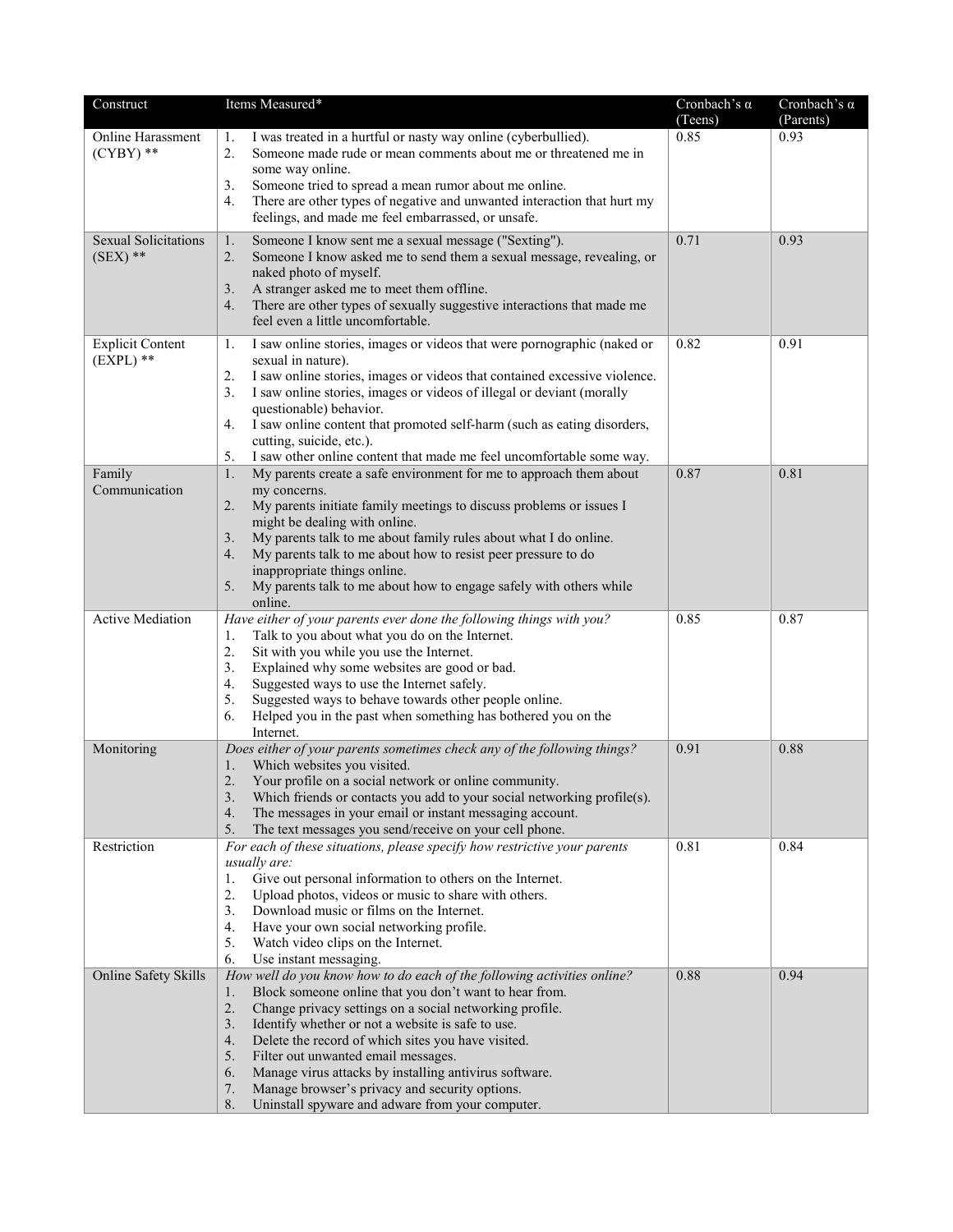| Construct | Items Measured* | Cronbach's α (Teens) | Cronbach's α (Parents) |
|---|---|---|---|
| Online Harassment (CYBY) ** | 1. I was treated in a hurtful or nasty way online (cyberbullied).<br>2. Someone made rude or mean comments about me or threatened me in some way online.<br>3. Someone tried to spread a mean rumor about me online.<br>4. There are other types of negative and unwanted interaction that hurt my feelings, and made me feel embarrassed, or unsafe. | 0.85 | 0.93 |
| Sexual Solicitations (SEX) ** | 1. Someone I know sent me a sexual message ("Sexting").<br>2. Someone I know asked me to send them a sexual message, revealing, or naked photo of myself.<br>3. A stranger asked me to meet them offline.<br>4. There are other types of sexually suggestive interactions that made me feel even a little uncomfortable. | 0.71 | 0.93 |
| Explicit Content (EXPL) ** | 1. I saw online stories, images or videos that were pornographic (naked or sexual in nature).<br>2. I saw online stories, images or videos that contained excessive violence.<br>3. I saw online stories, images or videos of illegal or deviant (morally questionable) behavior.<br>4. I saw online content that promoted self-harm (such as eating disorders, cutting, suicide, etc.).<br>5. I saw other online content that made me feel uncomfortable some way. | 0.82 | 0.91 |
| Family Communication | 1. My parents create a safe environment for me to approach them about my concerns.<br>2. My parents initiate family meetings to discuss problems or issues I might be dealing with online.<br>3. My parents talk to me about family rules about what I do online.<br>4. My parents talk to me about how to resist peer pressure to do inappropriate things online.<br>5. My parents talk to me about how to engage safely with others while online. | 0.87 | 0.81 |
| Active Mediation | *Have either of your parents ever done the following things with you?*<br>1. Talk to you about what you do on the Internet.<br>2. Sit with you while you use the Internet.<br>3. Explained why some websites are good or bad.<br>4. Suggested ways to use the Internet safely.<br>5. Suggested ways to behave towards other people online.<br>6. Helped you in the past when something has bothered you on the Internet. | 0.85 | 0.87 |
| Monitoring | *Does either of your parents sometimes check any of the following things?*<br>1. Which websites you visited.<br>2. Your profile on a social network or online community.<br>3. Which friends or contacts you add to your social networking profile(s).<br>4. The messages in your email or instant messaging account.<br>5. The text messages you send/receive on your cell phone. | 0.91 | 0.88 |
| Restriction | *For each of these situations, please specify how restrictive your parents usually are:*<br>1. Give out personal information to others on the Internet.<br>2. Upload photos, videos or music to share with others.<br>3. Download music or films on the Internet.<br>4. Have your own social networking profile.<br>5. Watch video clips on the Internet.<br>6. Use instant messaging. | 0.81 | 0.84 |
| Online Safety Skills | *How well do you know how to do each of the following activities online?*<br>1. Block someone online that you don't want to hear from.<br>2. Change privacy settings on a social networking profile.<br>3. Identify whether or not a website is safe to use.<br>4. Delete the record of which sites you have visited.<br>5. Filter out unwanted email messages.<br>6. Manage virus attacks by installing antivirus software.<br>7. Manage browser's privacy and security options.<br>8. Uninstall spyware and adware from your computer. | 0.88 | 0.94 |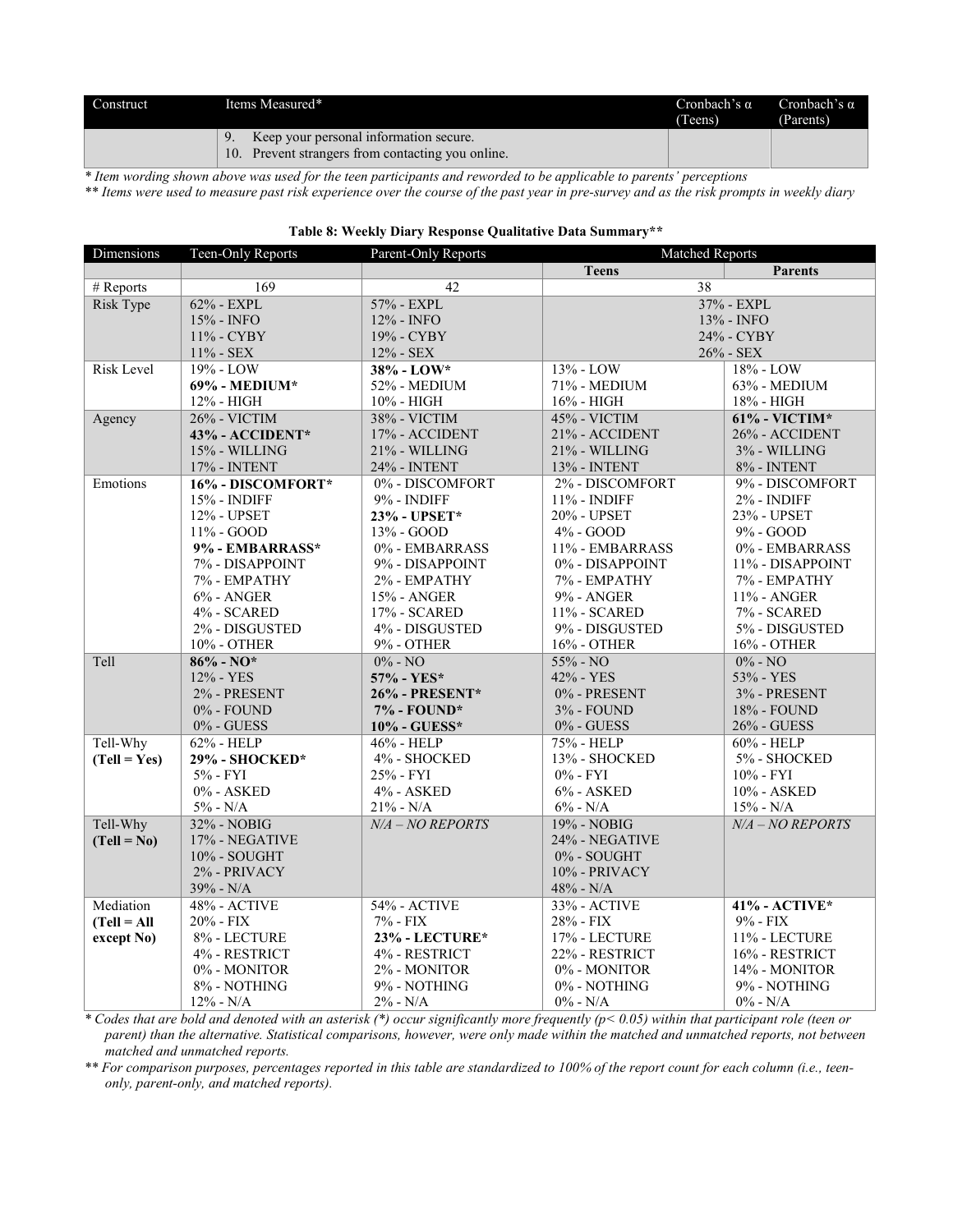| Construct | Items Measured* | Cronbach's α (Teens) | Cronbach's α (Parents) |
|---|---|---|---|
| | 9. Keep your personal information secure.<br>10. Prevent strangers from contacting you online. | | |

*\* Item wording shown above was used for the teen participants and reworded to be applicable to parents' perceptions*

*\*\* Items were used to measure past risk experience over the course of the past year in pre-survey and as the risk prompts in weekly diary*

**Table 8: Weekly Diary Response Qualitative Data Summary\*\***

| Dimensions | Teen-Only Reports | Parent-Only Reports | Matched Reports | |
|---|---|---|---|---|
| | | | **Teens** | **Parents** |
| # Reports | 169 | 42 | 38 | |
| Risk Type | 62% - EXPL<br>15% - INFO<br>11% - CYBY<br>11% - SEX | 57% - EXPL<br>12% - INFO<br>19% - CYBY<br>12% - SEX | 37% - EXPL<br>13% - INFO<br>24% - CYBY<br>26% - SEX | |
| Risk Level | 19% - LOW<br>**69% - MEDIUM\***<br>12% - HIGH | **38% - LOW\***<br>52% - MEDIUM<br>10% - HIGH | 13% - LOW<br>71% - MEDIUM<br>16% - HIGH | 18% - LOW<br>63% - MEDIUM<br>18% - HIGH |
| Agency | 26% - VICTIM<br>**43% - ACCIDENT\***<br>15% - WILLING<br>17% - INTENT | 38% - VICTIM<br>17% - ACCIDENT<br>21% - WILLING<br>24% - INTENT | 45% - VICTIM<br>21% - ACCIDENT<br>21% - WILLING<br>13% - INTENT | **61% - VICTIM\***<br>26% - ACCIDENT<br>3% - WILLING<br>8% - INTENT |
| Emotions | **16% - DISCOMFORT\***<br>15% - INDIFF<br>12% - UPSET<br>11% - GOOD<br>**9% - EMBARRASS\***<br>7% - DISAPPOINT<br>7% - EMPATHY<br>6% - ANGER<br>4% - SCARED<br>2% - DISGUSTED<br>10% - OTHER | 0% - DISCOMFORT<br>9% - INDIFF<br>**23% - UPSET\***<br>13% - GOOD<br>0% - EMBARRASS<br>9% - DISAPPOINT<br>2% - EMPATHY<br>15% - ANGER<br>17% - SCARED<br>4% - DISGUSTED<br>9% - OTHER | 2% - DISCOMFORT<br>11% - INDIFF<br>20% - UPSET<br>4% - GOOD<br>11% - EMBARRASS<br>0% - DISAPPOINT<br>7% - EMPATHY<br>9% - ANGER<br>11% - SCARED<br>9% - DISGUSTED<br>16% - OTHER | 9% - DISCOMFORT<br>2% - INDIFF<br>23% - UPSET<br>9% - GOOD<br>0% - EMBARRASS<br>11% - DISAPPOINT<br>7% - EMPATHY<br>11% - ANGER<br>7% - SCARED<br>5% - DISGUSTED<br>16% - OTHER |
| Tell | **86% - NO\***<br>12% - YES<br>2% - PRESENT<br>0% - FOUND<br>0% - GUESS | 0% - NO<br>**57% - YES\***<br>**26% - PRESENT\***<br>**7% - FOUND\***<br>**10% - GUESS\*** | 55% - NO<br>42% - YES<br>0% - PRESENT<br>3% - FOUND<br>0% - GUESS | 0% - NO<br>53% - YES<br>3% - PRESENT<br>18% - FOUND<br>26% - GUESS |
| Tell-Why<br>**(Tell = Yes)** | 62% - HELP<br>**29% - SHOCKED\***<br>5% - FYI<br>0% - ASKED<br>5% - N/A | 46% - HELP<br>4% - SHOCKED<br>25% - FYI<br>4% - ASKED<br>21% - N/A | 75% - HELP<br>13% - SHOCKED<br>0% - FYI<br>6% - ASKED<br>6% - N/A | 60% - HELP<br>5% - SHOCKED<br>10% - FYI<br>10% - ASKED<br>15% - N/A |
| Tell-Why<br>**(Tell = No)** | 32% - NOBIG<br>17% - NEGATIVE<br>10% - SOUGHT<br>2% - PRIVACY<br>39% - N/A | *N/A – NO REPORTS* | 19% - NOBIG<br>24% - NEGATIVE<br>0% - SOUGHT<br>10% - PRIVACY<br>48% - N/A | *N/A – NO REPORTS* |
| Mediation<br>**(Tell = All except No)** | 48% - ACTIVE<br>20% - FIX<br>8% - LECTURE<br>4% - RESTRICT<br>0% - MONITOR<br>8% - NOTHING<br>12% - N/A | 54% - ACTIVE<br>7% - FIX<br>**23% - LECTURE\***<br>4% - RESTRICT<br>2% - MONITOR<br>9% - NOTHING<br>2% - N/A | 33% - ACTIVE<br>28% - FIX<br>17% - LECTURE<br>22% - RESTRICT<br>0% - MONITOR<br>0% - NOTHING<br>0% - N/A | **41% - ACTIVE\***<br>9% - FIX<br>11% - LECTURE<br>16% - RESTRICT<br>14% - MONITOR<br>9% - NOTHING<br>0% - N/A |

*\* Codes that are bold and denoted with an asterisk (\*) occur significantly more frequently ($p < 0.05$) within that participant role (teen or parent) than the alternative. Statistical comparisons, however, were only made within the matched and unmatched reports, not between matched and unmatched reports.*

*\*\* For comparison purposes, percentages reported in this table are standardized to 100% of the report count for each column (i.e., teen-only, parent-only, and matched reports).*